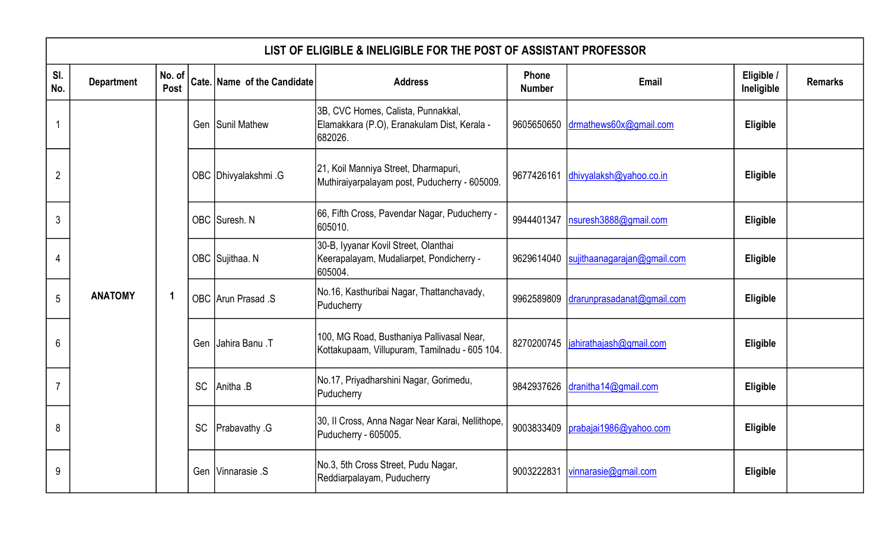# LIST OF ELIGIBLE & INELIGIBLE FOR THE POST OF ASSISTANT PROFESSOR

| Sl. No. | Department | No. of Post | Cate. | Name of the Candidate | Address | Phone Number | Email | Eligible / Ineligible | Remarks |
|---|---|---|---|---|---|---|---|---|---|
| 1 | ANATOMY | 1 | Gen | Sunil Mathew | 3B, CVC Homes, Calista, Punnakkal, Elamakkara (P.O), Eranakulam Dist, Kerala - 682026. | 9605650650 | drmathews60x@gmail.com | **Eligible** | |
| 2 | | | OBC | Dhivyalakshmi .G | 21, Koil Manniya Street, Dharmapuri, Muthiraiyarpalayam post, Puducherry - 605009. | 9677426161 | dhivyalaksh@yahoo.co.in | **Eligible** | |
| 3 | | | OBC | Suresh. N | 66, Fifth Cross, Pavendar Nagar, Puducherry - 605010. | 9944401347 | nsuresh3888@gmail.com | **Eligible** | |
| 4 | | | OBC | Sujithaa. N | 30-B, Iyyanar Kovil Street, Olanthai Keerapalayam, Mudaliarpet, Pondicherry - 605004. | 9629614040 | sujithaanagarajan@gmail.com | **Eligible** | |
| 5 | | | OBC | Arun Prasad .S | No.16, Kasthuribai Nagar, Thattanchavady, Puducherry | 9962589809 | drarunprasadanat@gmail.com | **Eligible** | |
| 6 | | | Gen | Jahira Banu .T | 100, MG Road, Busthaniya Pallivasal Near, Kottakupaam, Villupuram, Tamilnadu - 605 104. | 8270200745 | jahirathajash@gmail.com | **Eligible** | |
| 7 | | | SC | Anitha .B | No.17, Priyadharshini Nagar, Gorimedu, Puducherry | 9842937626 | dranitha14@gmail.com | **Eligible** | |
| 8 | | | SC | Prabavathy .G | 30, II Cross, Anna Nagar Near Karai, Nellithope, Puducherry - 605005. | 9003833409 | prabajai1986@yahoo.com | **Eligible** | |
| 9 | | | Gen | Vinnarasie .S | No.3, 5th Cross Street, Pudu Nagar, Reddiarpalayam, Puducherry | 9003222831 | vinnarasie@gmail.com | **Eligible** | |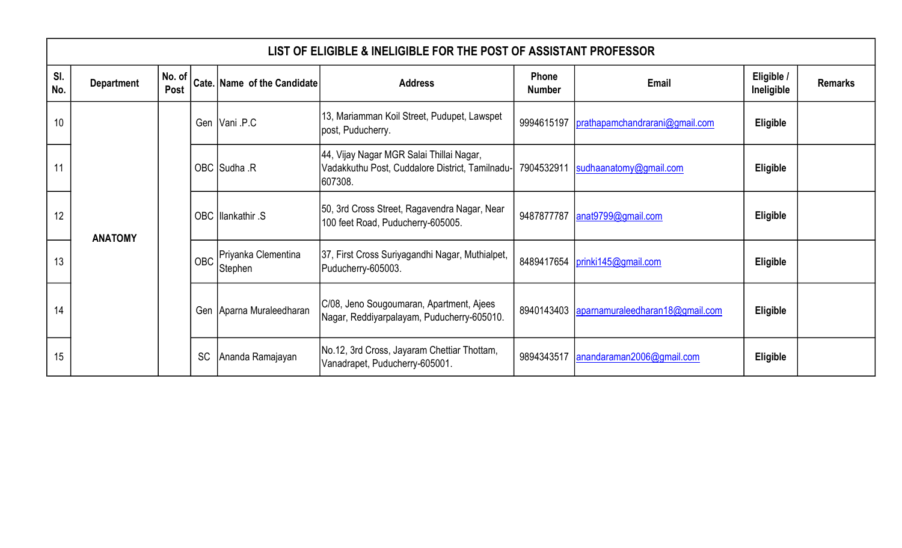| LIST OF ELIGIBLE & INELIGIBLE FOR THE POST OF ASSISTANT PROFESSOR | | | | | | | | | |
|---|---|---|---|---|---|---|---|---|---|
| Sl. No. | Department | No. of Post | Cate. | Name of the Candidate | Address | Phone Number | Email | Eligible / Ineligible | Remarks |
| 10 | ANATOMY | | Gen | Vani .P.C | 13, Mariamman Koil Street, Pudupet, Lawspet post, Puducherry. | 9994615197 | prathapamchandrarani@gmail.com | Eligible | |
| 11 | | | OBC | Sudha .R | 44, Vijay Nagar MGR Salai Thillai Nagar, Vadakkuthu Post, Cuddalore District, Tamilnadu-607308. | 7904532911 | sudhaanatomy@gmail.com | Eligible | |
| 12 | | | OBC | Ilankathir .S | 50, 3rd Cross Street, Ragavendra Nagar, Near 100 feet Road, Puducherry-605005. | 9487877787 | anat9799@gmail.com | Eligible | |
| 13 | | | OBC | Priyanka Clementina Stephen | 37, First Cross Suriyagandhi Nagar, Muthialpet, Puducherry-605003. | 8489417654 | prinki145@gmail.com | Eligible | |
| 14 | | | Gen | Aparna Muraleedharan | C/08, Jeno Sougoumaran, Apartment, Ajees Nagar, Reddiyarpalayam, Puducherry-605010. | 8940143403 | aparnamuraleedharan18@gmail.com | Eligible | |
| 15 | | | SC | Ananda Ramajayan | No.12, 3rd Cross, Jayaram Chettiar Thottam, Vanadrapet, Puducherry-605001. | 9894343517 | anandaraman2006@gmail.com | Eligible | |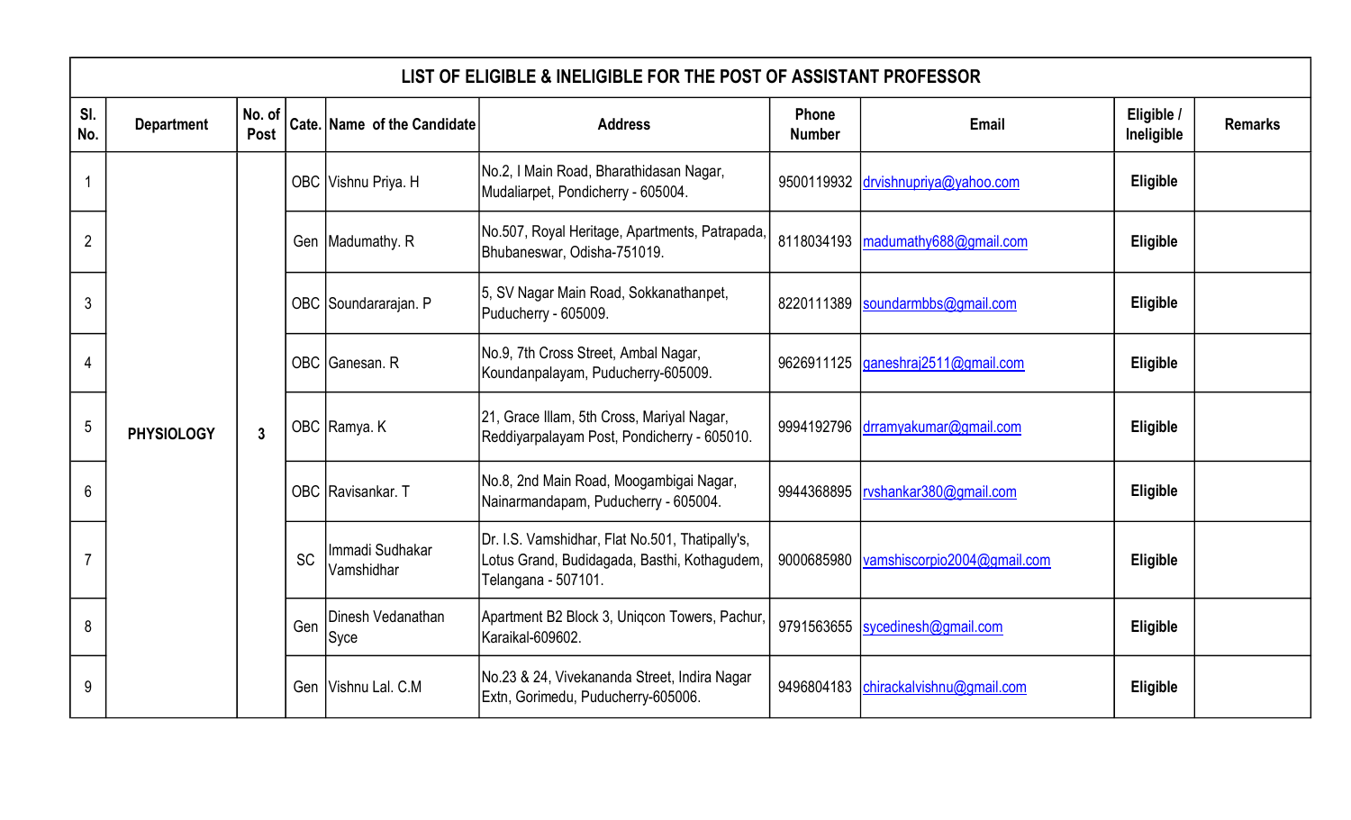| LIST OF ELIGIBLE & INELIGIBLE FOR THE POST OF ASSISTANT PROFESSOR | | | | | | | | | |
|---|---|---|---|---|---|---|---|---|---|
| Sl. No. | Department | No. of Post | Cate. | Name of the Candidate | Address | Phone Number | Email | Eligible / Ineligible | Remarks |
| 1 | PHYSIOLOGY | 3 | OBC | Vishnu Priya. H | No.2, I Main Road, Bharathidasan Nagar, Mudaliarpet, Pondicherry - 605004. | 9500119932 | drvishnupriya@yahoo.com | **Eligible** | |
| 2 | | | Gen | Madumathy. R | No.507, Royal Heritage, Apartments, Patrapada, Bhubaneswar, Odisha-751019. | 8118034193 | madumathy688@gmail.com | **Eligible** | |
| 3 | | | OBC | Soundararajan. P | 5, SV Nagar Main Road, Sokkanathanpet, Puducherry - 605009. | 8220111389 | soundarmbbs@gmail.com | **Eligible** | |
| 4 | | | OBC | Ganesan. R | No.9, 7th Cross Street, Ambal Nagar, Koundanpalayam, Puducherry-605009. | 9626911125 | ganeshraj2511@gmail.com | **Eligible** | |
| 5 | | | OBC | Ramya. K | 21, Grace Illam, 5th Cross, Mariyal Nagar, Reddiyarpalayam Post, Pondicherry - 605010. | 9994192796 | drramyakumar@gmail.com | **Eligible** | |
| 6 | | | OBC | Ravisankar. T | No.8, 2nd Main Road, Moogambigai Nagar, Nainarmandapam, Puducherry - 605004. | 9944368895 | rvshankar380@gmail.com | **Eligible** | |
| 7 | | | SC | Immadi Sudhakar Vamshidhar | Dr. I.S. Vamshidhar, Flat No.501, Thatipally's, Lotus Grand, Budidagada, Basthi, Kothagudem, Telangana - 507101. | 9000685980 | vamshiscorpio2004@gmail.com | **Eligible** | |
| 8 | | | Gen | Dinesh Vedanathan Syce | Apartment B2 Block 3, Uniqcon Towers, Pachur, Karaikal-609602. | 9791563655 | sycedinesh@gmail.com | **Eligible** | |
| 9 | | | Gen | Vishnu Lal. C.M | No.23 & 24, Vivekananda Street, Indira Nagar Extn, Gorimedu, Puducherry-605006. | 9496804183 | chirackalvishnu@gmail.com | **Eligible** | |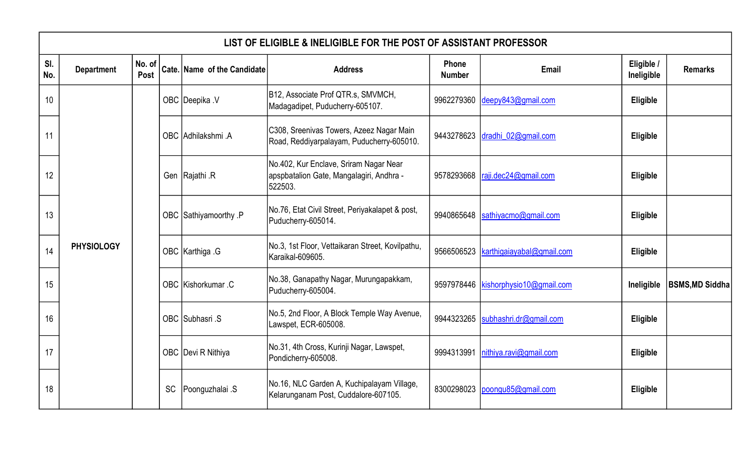| LIST OF ELIGIBLE & INELIGIBLE FOR THE POST OF ASSISTANT PROFESSOR | | | | | | | | | |
|---|---|---|---|---|---|---|---|---|---|
| Sl. No. | Department | No. of Post | Cate. | Name of the Candidate | Address | Phone Number | Email | Eligible / Ineligible | Remarks |
| 10 | PHYSIOLOGY | | OBC | Deepika .V | B12, Associate Prof QTR.s, SMVMCH, Madagadipet, Puducherry-605107. | 9962279360 | deepy843@gmail.com | **Eligible** | |
| 11 | | | OBC | Adhilakshmi .A | C308, Sreenivas Towers, Azeez Nagar Main Road, Reddiyarpalayam, Puducherry-605010. | 9443278623 | dradhi_02@gmail.com | **Eligible** | |
| 12 | | | Gen | Rajathi .R | No.402, Kur Enclave, Sriram Nagar Near apspbatalion Gate, Mangalagiri, Andhra - 522503. | 9578293668 | raji.dec24@gmail.com | **Eligible** | |
| 13 | | | OBC | Sathiyamoorthy .P | No.76, Etat Civil Street, Periyakalapet & post, Puducherry-605014. | 9940865648 | sathiyacmo@gmail.com | **Eligible** | |
| 14 | | | OBC | Karthiga .G | No.3, 1st Floor, Vettaikaran Street, Kovilpathu, Karaikal-609605. | 9566506523 | karthigaiayabal@gmail.com | **Eligible** | |
| 15 | | | OBC | Kishorkumar .C | No.38, Ganapathy Nagar, Murungapakkam, Puducherry-605004. | 9597978446 | kishorphysio10@gmail.com | **Ineligible** | **BSMS,MD Siddha** |
| 16 | | | OBC | Subhasri .S | No.5, 2nd Floor, A Block Temple Way Avenue, Lawspet, ECR-605008. | 9944323265 | subhashri.dr@gmail.com | **Eligible** | |
| 17 | | | OBC | Devi R Nithiya | No.31, 4th Cross, Kurinji Nagar, Lawspet, Pondicherry-605008. | 9994313991 | nithiya.ravi@gmail.com | **Eligible** | |
| 18 | | | SC | Poonguzhalai .S | No.16, NLC Garden A, Kuchipalayam Village, Kelarunganam Post, Cuddalore-607105. | 8300298023 | poongu85@gmail.com | **Eligible** | |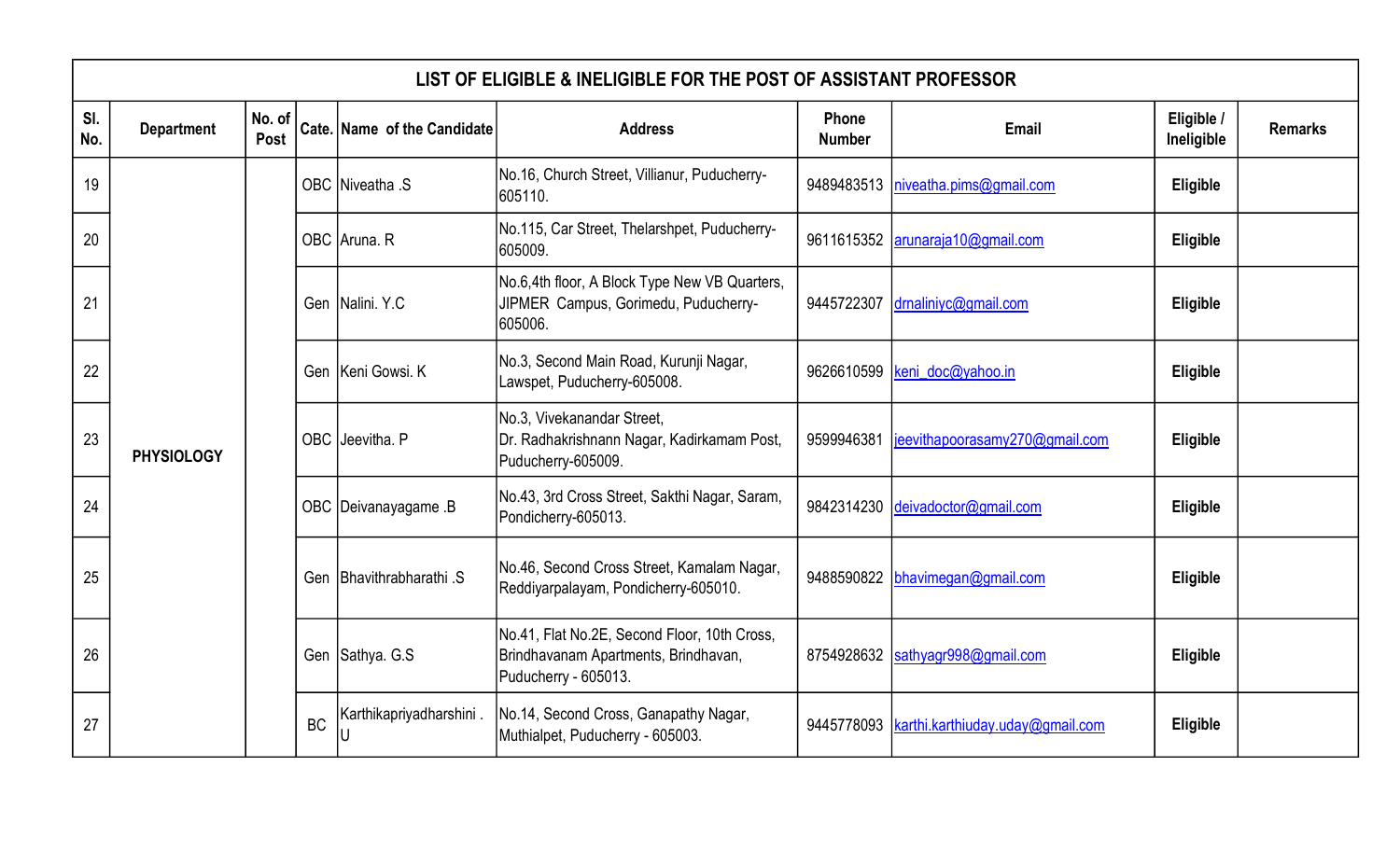| LIST OF ELIGIBLE & INELIGIBLE FOR THE POST OF ASSISTANT PROFESSOR | | | | | | | | | |
|---|---|---|---|---|---|---|---|---|---|
| Sl. No. | Department | No. of Post | Cate. | Name of the Candidate | Address | Phone Number | Email | Eligible / Ineligible | Remarks |
| 19 | PHYSIOLOGY | | OBC | Niveatha .S | No.16, Church Street, Villianur, Puducherry-605110. | 9489483513 | niveatha.pims@gmail.com | **Eligible** | |
| 20 | | | OBC | Aruna. R | No.115, Car Street, Thelarshpet, Puducherry-605009. | 9611615352 | arunaraja10@gmail.com | **Eligible** | |
| 21 | | | Gen | Nalini. Y.C | No.6,4th floor, A Block Type New VB Quarters, JIPMER Campus, Gorimedu, Puducherry-605006. | 9445722307 | drnaliniyc@gmail.com | **Eligible** | |
| 22 | | | Gen | Keni Gowsi. K | No.3, Second Main Road, Kurunji Nagar, Lawspet, Puducherry-605008. | 9626610599 | keni_doc@yahoo.in | **Eligible** | |
| 23 | | | OBC | Jeevitha. P | No.3, Vivekanandar Street, Dr. Radhakrishnann Nagar, Kadirkamam Post, Puducherry-605009. | 9599946381 | jeevithapoorasamy270@gmail.com | **Eligible** | |
| 24 | | | OBC | Deivanayagame .B | No.43, 3rd Cross Street, Sakthi Nagar, Saram, Pondicherry-605013. | 9842314230 | deivadoctor@gmail.com | **Eligible** | |
| 25 | | | Gen | Bhavithrabharathi .S | No.46, Second Cross Street, Kamalam Nagar, Reddiyarpalayam, Pondicherry-605010. | 9488590822 | bhavimegan@gmail.com | **Eligible** | |
| 26 | | | Gen | Sathya. G.S | No.41, Flat No.2E, Second Floor, 10th Cross, Brindhavanam Apartments, Brindhavan, Puducherry - 605013. | 8754928632 | sathyagr998@gmail.com | **Eligible** | |
| 27 | | | BC | Karthikapriyadharshini . U | No.14, Second Cross, Ganapathy Nagar, Muthialpet, Puducherry - 605003. | 9445778093 | karthi.karthiuday.uday@gmail.com | **Eligible** | |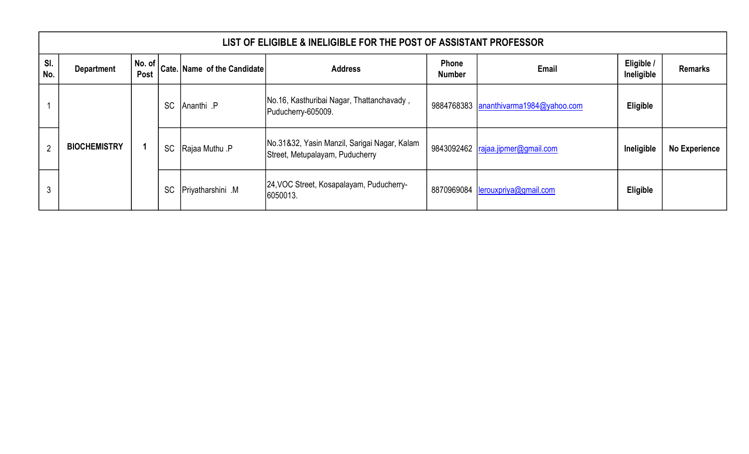# LIST OF ELIGIBLE & INELIGIBLE FOR THE POST OF ASSISTANT PROFESSOR

| Sl. No. | Department | No. of Post | Cate. | Name of the Candidate | Address | Phone Number | Email | Eligible / Ineligible | Remarks |
|---|---|---|---|---|---|---|---|---|---|
| 1 | BIOCHEMISTRY | 1 | SC | Ananthi .P | No.16, Kasthuribai Nagar, Thattanchavady , Puducherry-605009. | 9884768383 | ananthivarma1984@yahoo.com | Eligible | |
| 2 | | | SC | Rajaa Muthu .P | No.31&32, Yasin Manzil, Sarigai Nagar, Kalam Street, Metupalayam, Puducherry | 9843092462 | rajaa.jipmer@gmail.com | Ineligible | No Experience |
| 3 | | | SC | Priyatharshini .M | 24,VOC Street, Kosapalayam, Puducherry-6050013. | 8870969084 | lerouxpriya@gmail.com | Eligible | |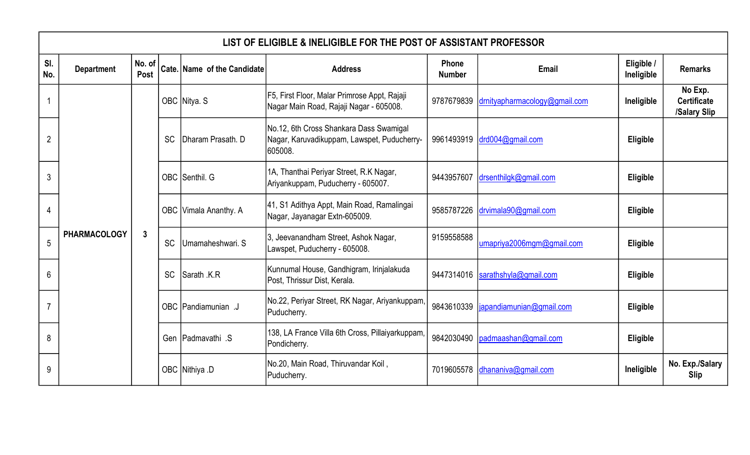| LIST OF ELIGIBLE & INELIGIBLE FOR THE POST OF ASSISTANT PROFESSOR | | | | | | | | | |
|---|---|---|---|---|---|---|---|---|---|
| Sl. No. | Department | No. of Post | Cate. | Name of the Candidate | Address | Phone Number | Email | Eligible / Ineligible | Remarks |
| 1 | PHARMACOLOGY | 3 | OBC | Nitya. S | F5, First Floor, Malar Primrose Appt, Rajaji Nagar Main Road, Rajaji Nagar - 605008. | 9787679839 | drnityapharmacology@gmail.com | **Ineligible** | **No Exp. Certificate /Salary Slip** |
| 2 | | | SC | Dharam Prasath. D | No.12, 6th Cross Shankara Dass Swamigal Nagar, Karuvadikuppam, Lawspet, Puducherry-605008. | 9961493919 | drd004@gmail.com | **Eligible** | |
| 3 | | | OBC | Senthil. G | 1A, Thanthai Periyar Street, R.K Nagar, Ariyankuppam, Puducherry - 605007. | 9443957607 | drsenthilgk@gmail.com | **Eligible** | |
| 4 | | | OBC | Vimala Ananthy. A | 41, S1 Adithya Appt, Main Road, Ramalingai Nagar, Jayanagar Extn-605009. | 9585787226 | drvimala90@gmail.com | **Eligible** | |
| 5 | | | SC | Umamaheshwari. S | 3, Jeevanandham Street, Ashok Nagar, Lawspet, Puducherry - 605008. | 9159558588 | umapriya2006mgm@gmail.com | **Eligible** | |
| 6 | | | SC | Sarath .K.R | Kunnumal House, Gandhigram, Irinjalakuda Post, Thrissur Dist, Kerala. | 9447314016 | sarathshyla@gmail.com | **Eligible** | |
| 7 | | | OBC | Pandiamunian .J | No.22, Periyar Street, RK Nagar, Ariyankuppam, Puducherry. | 9843610339 | japandiamunian@gmail.com | **Eligible** | |
| 8 | | | Gen | Padmavathi .S | 138, LA France Villa 6th Cross, Pillaiyarkuppam, Pondicherry. | 9842030490 | padmaashan@gmail.com | **Eligible** | |
| 9 | | | OBC | Nithiya .D | No.20, Main Road, Thiruvandar Koil , Puducherry. | 7019605578 | dhananiva@gmail.com | **Ineligible** | **No. Exp./Salary Slip** |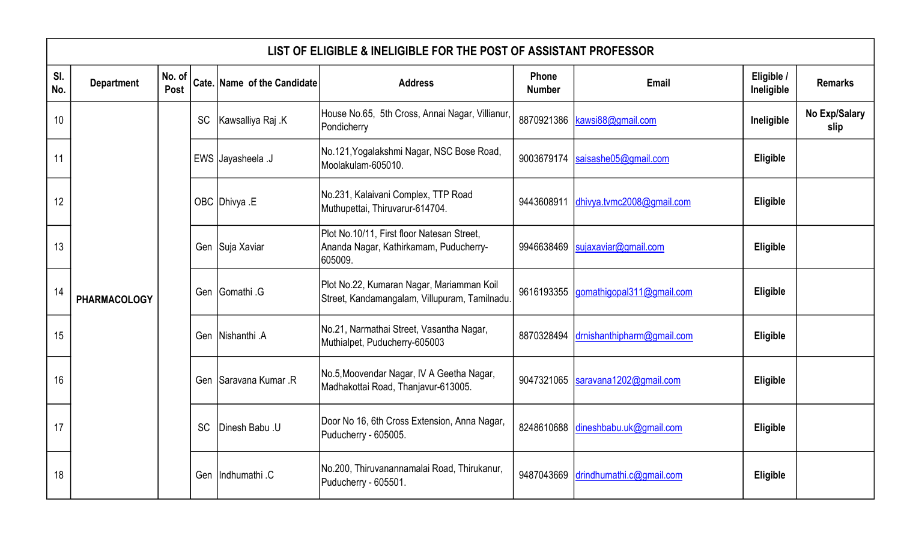| LIST OF ELIGIBLE & INELIGIBLE FOR THE POST OF ASSISTANT PROFESSOR | | | | | | | | | |
|---|---|---|---|---|---|---|---|---|---|
| Sl. No. | Department | No. of Post | Cate. | Name of the Candidate | Address | Phone Number | Email | Eligible / Ineligible | Remarks |
| 10 | PHARMACOLOGY | | SC | Kawsalliya Raj .K | House No.65, 5th Cross, Annai Nagar, Villianur, Pondicherry | 8870921386 | kawsi88@gmail.com | **Ineligible** | **No Exp/Salary slip** |
| 11 | | | EWS | Jayasheela .J | No.121,Yogalakshmi Nagar, NSC Bose Road, Moolakulam-605010. | 9003679174 | saisashe05@gmail.com | **Eligible** | |
| 12 | | | OBC | Dhivya .E | No.231, Kalaivani Complex, TTP Road Muthupettai, Thiruvarur-614704. | 9443608911 | dhivya.tvmc2008@gmail.com | **Eligible** | |
| 13 | | | Gen | Suja Xaviar | Plot No.10/11, First floor Natesan Street, Ananda Nagar, Kathirkamam, Puducherry-605009. | 9946638469 | sujaxaviar@gmail.com | **Eligible** | |
| 14 | | | Gen | Gomathi .G | Plot No.22, Kumaran Nagar, Mariamman Koil Street, Kandamangalam, Villupuram, Tamilnadu. | 9616193355 | gomathigopal311@gmail.com | **Eligible** | |
| 15 | | | Gen | Nishanthi .A | No.21, Narmathai Street, Vasantha Nagar, Muthialpet, Puducherry-605003 | 8870328494 | drnishanthipharm@gmail.com | **Eligible** | |
| 16 | | | Gen | Saravana Kumar .R | No.5,Moovendar Nagar, IV A Geetha Nagar, Madhakottai Road, Thanjavur-613005. | 9047321065 | saravana1202@gmail.com | **Eligible** | |
| 17 | | | SC | Dinesh Babu .U | Door No 16, 6th Cross Extension, Anna Nagar, Puducherry - 605005. | 8248610688 | dineshbabu.uk@gmail.com | **Eligible** | |
| 18 | | | Gen | Indhumathi .C | No.200, Thiruvanannamalai Road, Thirukanur, Puducherry - 605501. | 9487043669 | drindhumathi.c@gmail.com | **Eligible** | |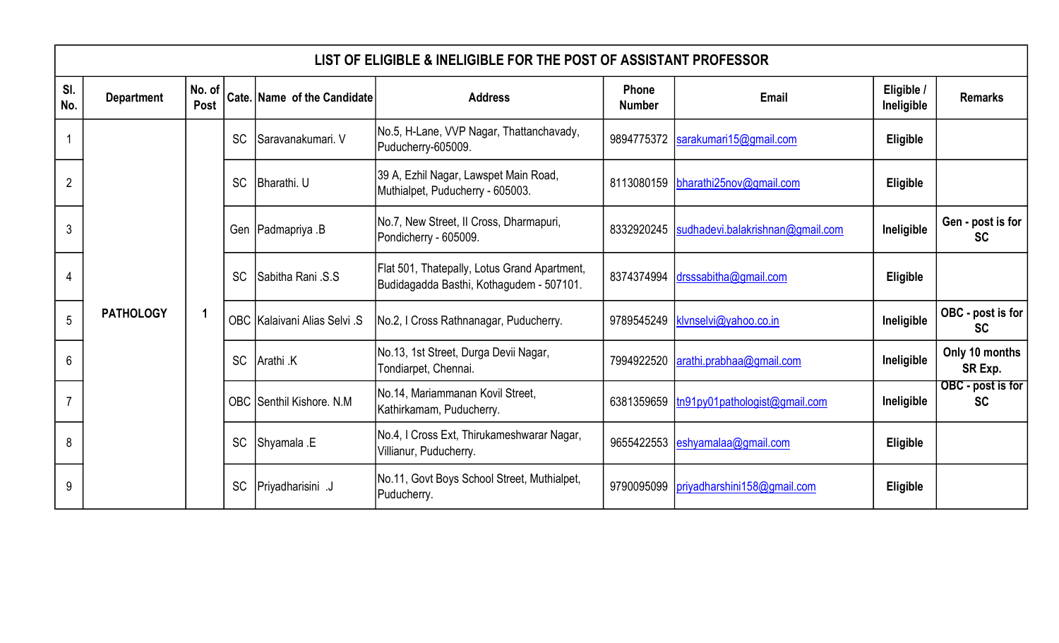| LIST OF ELIGIBLE & INELIGIBLE FOR THE POST OF ASSISTANT PROFESSOR | | | | | | | | | |
|---|---|---|---|---|---|---|---|---|---|
| Sl. No. | Department | No. of Post | Cate. | Name of the Candidate | Address | Phone Number | Email | Eligible / Ineligible | Remarks |
| 1 | PATHOLOGY | 1 | SC | Saravanakumari. V | No.5, H-Lane, VVP Nagar, Thattanchavady, Puducherry-605009. | 9894775372 | sarakumari15@gmail.com | **Eligible** | |
| 2 | | | SC | Bharathi. U | 39 A, Ezhil Nagar, Lawspet Main Road, Muthialpet, Puducherry - 605003. | 8113080159 | bharathi25nov@gmail.com | **Eligible** | |
| 3 | | | Gen | Padmapriya .B | No.7, New Street, II Cross, Dharmapuri, Pondicherry - 605009. | 8332920245 | sudhadevi.balakrishnan@gmail.com | **Ineligible** | **Gen - post is for SC** |
| 4 | | | SC | Sabitha Rani .S.S | Flat 501, Thatepally, Lotus Grand Apartment, Budidagadda Basthi, Kothagudem - 507101. | 8374374994 | drsssabitha@gmail.com | **Eligible** | |
| 5 | | | OBC | Kalaivani Alias Selvi .S | No.2, I Cross Rathnanagar, Puducherry. | 9789545249 | klvnselvi@yahoo.co.in | **Ineligible** | **OBC - post is for SC** |
| 6 | | | SC | Arathi .K | No.13, 1st Street, Durga Devii Nagar, Tondiarpet, Chennai. | 7994922520 | arathi.prabhaa@gmail.com | **Ineligible** | **Only 10 months SR Exp.** |
| 7 | | | OBC | Senthil Kishore. N.M | No.14, Mariammanan Kovil Street, Kathirkamam, Puducherry. | 6381359659 | tn91py01pathologist@gmail.com | **Ineligible** | **OBC - post is for SC** |
| 8 | | | SC | Shyamala .E | No.4, I Cross Ext, Thirukameshwarar Nagar, Villianur, Puducherry. | 9655422553 | eshyamalaa@gmail.com | **Eligible** | |
| 9 | | | SC | Priyadharisini .J | No.11, Govt Boys School Street, Muthialpet, Pucherry. | 9790095099 | priyadharshini158@gmail.com | **Eligible** | |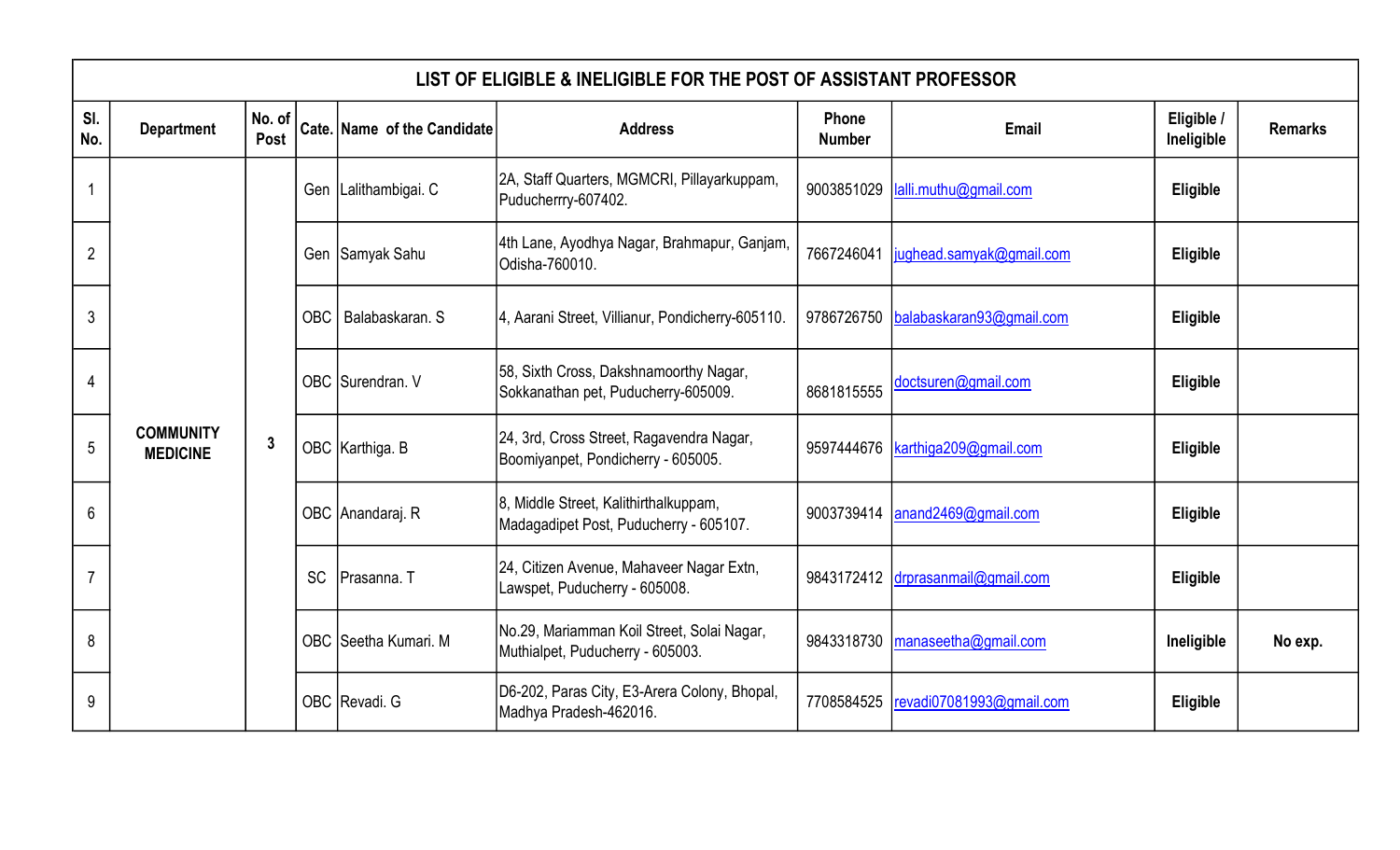| LIST OF ELIGIBLE & INELIGIBLE FOR THE POST OF ASSISTANT PROFESSOR | | | | | | | | | |
|---|---|---|---|---|---|---|---|---|---|
| Sl. No. | Department | No. of Post | Cate. | Name of the Candidate | Address | Phone Number | Email | Eligible / Ineligible | Remarks |
| 1 | COMMUNITY MEDICINE | 3 | Gen | Lalithambigai. C | 2A, Staff Quarters, MGMCRI, Pillayarkuppam, Puducherrry-607402. | 9003851029 | lalli.muthu@gmail.com | **Eligible** | |
| 2 | | | Gen | Samyak Sahu | 4th Lane, Ayodhya Nagar, Brahmapur, Ganjam, Odisha-760010. | 7667246041 | jughead.samyak@gmail.com | **Eligible** | |
| 3 | | | OBC | Balabaskaran. S | 4, Aarani Street, Villianur, Pondicherry-605110. | 9786726750 | balabaskaran93@gmail.com | **Eligible** | |
| 4 | | | OBC | Surendran. V | 58, Sixth Cross, Dakshnamoorthy Nagar, Sokkanathan pet, Puducherry-605009. | 8681815555 | doctsuren@gmail.com | **Eligible** | |
| 5 | | | OBC | Karthiga. B | 24, 3rd, Cross Street, Ragavendra Nagar, Boomiyanpet, Pondicherry - 605005. | 9597444676 | karthiga209@gmail.com | **Eligible** | |
| 6 | | | OBC | Anandaraj. R | 8, Middle Street, Kalithirthalkuppam, Madagadipet Post, Puducherry - 605107. | 9003739414 | anand2469@gmail.com | **Eligible** | |
| 7 | | | SC | Prasanna. T | 24, Citizen Avenue, Mahaveer Nagar Extn, Lawspet, Puducherry - 605008. | 9843172412 | drprasanmail@gmail.com | **Eligible** | |
| 8 | | | OBC | Seetha Kumari. M | No.29, Mariamman Koil Street, Solai Nagar, Muthialpet, Puducherry - 605003. | 9843318730 | manaseetha@gmail.com | **Ineligible** | **No exp.** |
| 9 | | | OBC | Revadi. G | D6-202, Paras City, E3-Arera Colony, Bhopal, Madhya Pradesh-462016. | 7708584525 | revadi07081993@gmail.com | **Eligible** | |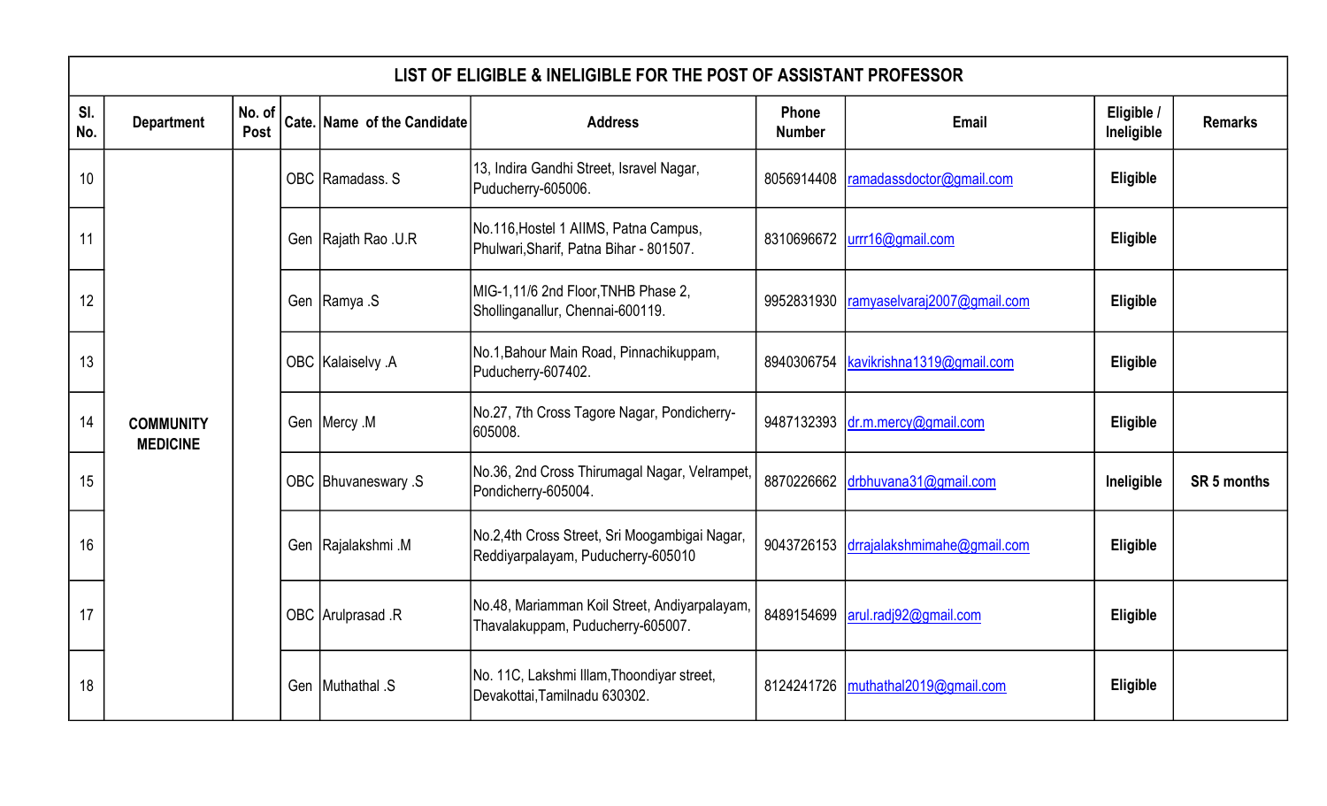| LIST OF ELIGIBLE & INELIGIBLE FOR THE POST OF ASSISTANT PROFESSOR | | | | | | | | | |
|---|---|---|---|---|---|---|---|---|---|
| Sl. No. | Department | No. of Post | Cate. | Name of the Candidate | Address | Phone Number | Email | Eligible / Ineligible | Remarks |
| 10 | COMMUNITY MEDICINE | | OBC | Ramadass. S | 13, Indira Gandhi Street, Isravel Nagar, Puducherry-605006. | 8056914408 | ramadassdoctor@gmail.com | **Eligible** | |
| 11 | | | Gen | Rajath Rao .U.R | No.116,Hostel 1 AIIMS, Patna Campus, Phulwari,Sharif, Patna Bihar - 801507. | 8310696672 | urrr16@gmail.com | **Eligible** | |
| 12 | | | Gen | Ramya .S | MIG-1,11/6 2nd Floor,TNHB Phase 2, Shollinganallur, Chennai-600119. | 9952831930 | ramyaselvaraj2007@gmail.com | **Eligible** | |
| 13 | | | OBC | Kalaiselvy .A | No.1,Bahour Main Road, Pinnachikuppam, Puducherry-607402. | 8940306754 | kavikrishna1319@gmail.com | **Eligible** | |
| 14 | | | Gen | Mercy .M | No.27, 7th Cross Tagore Nagar, Pondicherry-605008. | 9487132393 | dr.m.mercy@gmail.com | **Eligible** | |
| 15 | | | OBC | Bhuvaneswary .S | No.36, 2nd Cross Thirumagal Nagar, Velrampet, Pondicherry-605004. | 8870226662 | drbhuvana31@gmail.com | **Ineligible** | **SR 5 months** |
| 16 | | | Gen | Rajalakshmi .M | No.2,4th Cross Street, Sri Moogambigai Nagar, Reddiyarpalayam, Puducherry-605010 | 9043726153 | drrajalakshmimahe@gmail.com | **Eligible** | |
| 17 | | | OBC | Arulprasad .R | No.48, Mariamman Koil Street, Andiyarpalayam, Thavalakuppam, Puducherry-605007. | 8489154699 | arul.radj92@gmail.com | **Eligible** | |
| 18 | | | Gen | Muthathal .S | No. 11C, Lakshmi Illam,Thoondiyar street, Devakottai,Tamilnadu 630302. | 8124241726 | muthathal2019@gmail.com | **Eligible** | |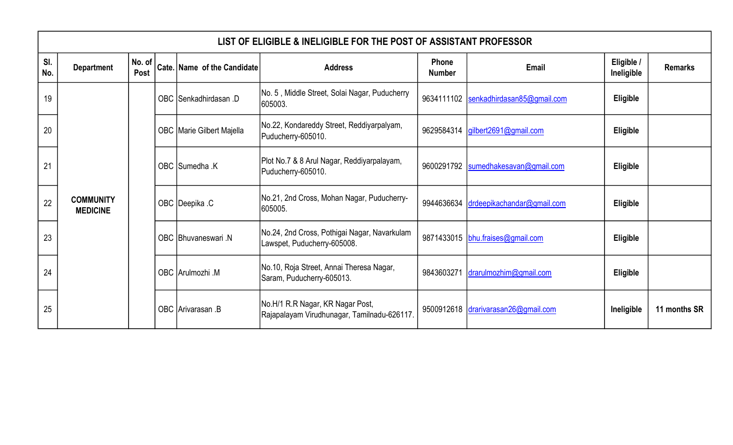| LIST OF ELIGIBLE & INELIGIBLE FOR THE POST OF ASSISTANT PROFESSOR | | | | | | | | | |
|---|---|---|---|---|---|---|---|---|---|
| Sl. No. | Department | No. of Post | Cate. | Name of the Candidate | Address | Phone Number | Email | Eligible / Ineligible | Remarks |
| 19 | COMMUNITY MEDICINE | | OBC | Senkadhirdasan .D | No. 5 , Middle Street, Solai Nagar, Puducherry 605003. | 9634111102 | senkadhirdasan85@gmail.com | Eligible | |
| 20 | | | OBC | Marie Gilbert Majella | No.22, Kondareddy Street, Reddiyarpalyam, Puducherry-605010. | 9629584314 | gilbert2691@gmail.com | Eligible | |
| 21 | | | OBC | Sumedha .K | Plot No.7 & 8 Arul Nagar, Reddiyarpalayam, Puducherry-605010. | 9600291792 | sumedhakesavan@gmail.com | Eligible | |
| 22 | | | OBC | Deepika .C | No.21, 2nd Cross, Mohan Nagar, Puducherry-605005. | 9944636634 | drdeepikachandar@gmail.com | Eligible | |
| 23 | | | OBC | Bhuvaneswari .N | No.24, 2nd Cross, Pothigai Nagar, Navarkulam Lawspet, Puducherry-605008. | 9871433015 | bhu.fraises@gmail.com | Eligible | |
| 24 | | | OBC | Arulmozhi .M | No.10, Roja Street, Annai Theresa Nagar, Saram, Puducherry-605013. | 9843603271 | drarulmozhim@gmail.com | Eligible | |
| 25 | | | OBC | Arivarasan .B | No.H/1 R.R Nagar, KR Nagar Post, Rajapalayam Virudhunagar, Tamilnadu-626117. | 9500912618 | drarivarasan26@gmail.com | Ineligible | 11 months SR |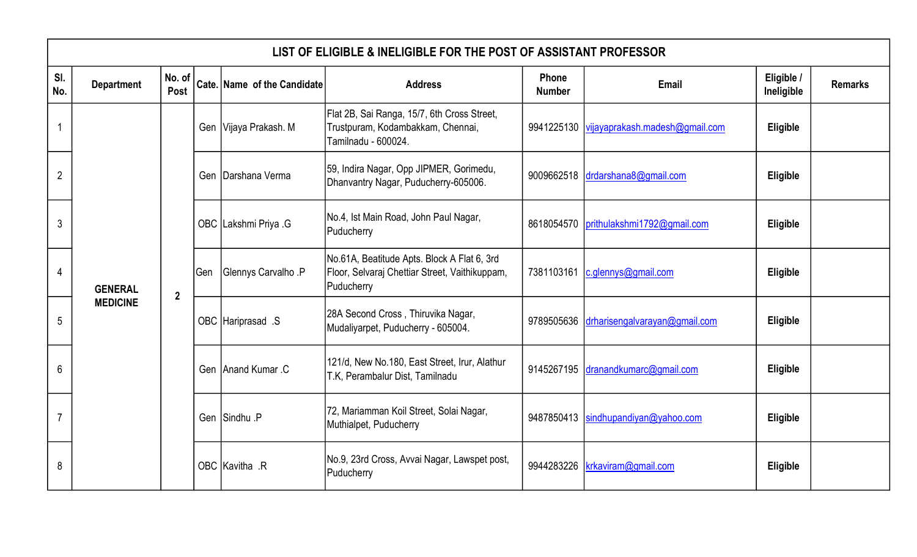| LIST OF ELIGIBLE & INELIGIBLE FOR THE POST OF ASSISTANT PROFESSOR | | | | | | | | | |
|---|---|---|---|---|---|---|---|---|---|
| Sl. No. | Department | No. of Post | Cate. | Name of the Candidate | Address | Phone Number | Email | Eligible / Ineligible | Remarks |
| 1 | GENERAL MEDICINE | 2 | Gen | Vijaya Prakash. M | Flat 2B, Sai Ranga, 15/7, 6th Cross Street, Trustpuram, Kodambakkam, Chennai, Tamilnadu - 600024. | 9941225130 | vijayaprakash.madesh@gmail.com | Eligible | |
| 2 | | | Gen | Darshana Verma | 59, Indira Nagar, Opp JIPMER, Gorimedu, Dhanvantry Nagar, Puducherry-605006. | 9009662518 | drdarshana8@gmail.com | Eligible | |
| 3 | | | OBC | Lakshmi Priya .G | No.4, Ist Main Road, John Paul Nagar, Puducherry | 8618054570 | prithulakshmi1792@gmail.com | Eligible | |
| 4 | | | Gen | Glennys Carvalho .P | No.61A, Beatitude Apts. Block A Flat 6, 3rd Floor, Selvaraj Chettiar Street, Vaithikuppam, Puducherry | 7381103161 | c.glennys@gmail.com | Eligible | |
| 5 | | | OBC | Hariprasad .S | 28A Second Cross , Thiruvika Nagar, Mudaliyarpet, Puducherry - 605004. | 9789505636 | drharisengalvarayan@gmail.com | Eligible | |
| 6 | | | Gen | Anand Kumar .C | 121/d, New No.180, East Street, Irur, Alathur T.K, Perambalur Dist, Tamilnadu | 9145267195 | dranandkumarc@gmail.com | Eligible | |
| 7 | | | Gen | Sindhu .P | 72, Mariamman Koil Street, Solai Nagar, Muthialpet, Puducherry | 9487850413 | sindhupandiyan@yahoo.com | Eligible | |
| 8 | | | OBC | Kavitha .R | No.9, 23rd Cross, Avvai Nagar, Lawspet post, Puducherry | 9944283226 | krkaviram@gmail.com | Eligible | |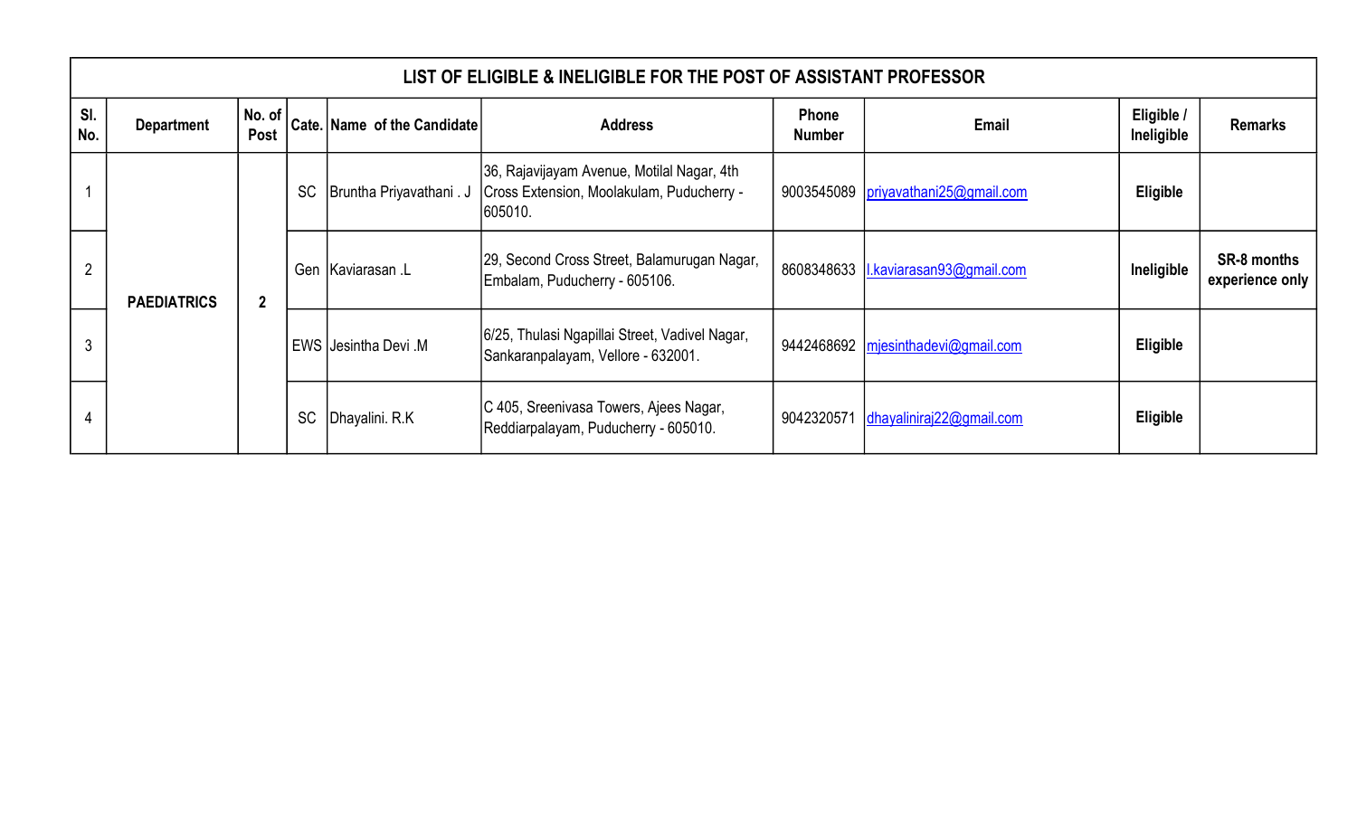| LIST OF ELIGIBLE & INELIGIBLE FOR THE POST OF ASSISTANT PROFESSOR | | | | | | | | | |
|---|---|---|---|---|---|---|---|---|---|
| Sl. No. | Department | No. of Post | Cate. | Name of the Candidate | Address | Phone Number | Email | Eligible / Ineligible | Remarks |
| 1 | PAEDIATRICS | 2 | SC | Bruntha Priyavathani . J | 36, Rajavijayam Avenue, Motilal Nagar, 4th Cross Extension, Moolakulam, Puducherry - 605010. | 9003545089 | priyavathani25@gmail.com | **Eligible** | |
| 2 | | | Gen | Kaviarasan .L | 29, Second Cross Street, Balamurugan Nagar, Embalam, Puducherry - 605106. | 8608348633 | l.kaviarasan93@gmail.com | **Ineligible** | **SR-8 months experience only** |
| 3 | | | EWS | Jesintha Devi .M | 6/25, Thulasi Ngapillai Street, Vadivel Nagar, Sankaranpalayam, Vellore - 632001. | 9442468692 | mjesinthadevi@gmail.com | **Eligible** | |
| 4 | | | SC | Dhayalini. R.K | C 405, Sreenivasa Towers, Ajees Nagar, Reddiarpalayam, Puducherry - 605010. | 9042320571 | dhayaliniraj22@gmail.com | **Eligible** | |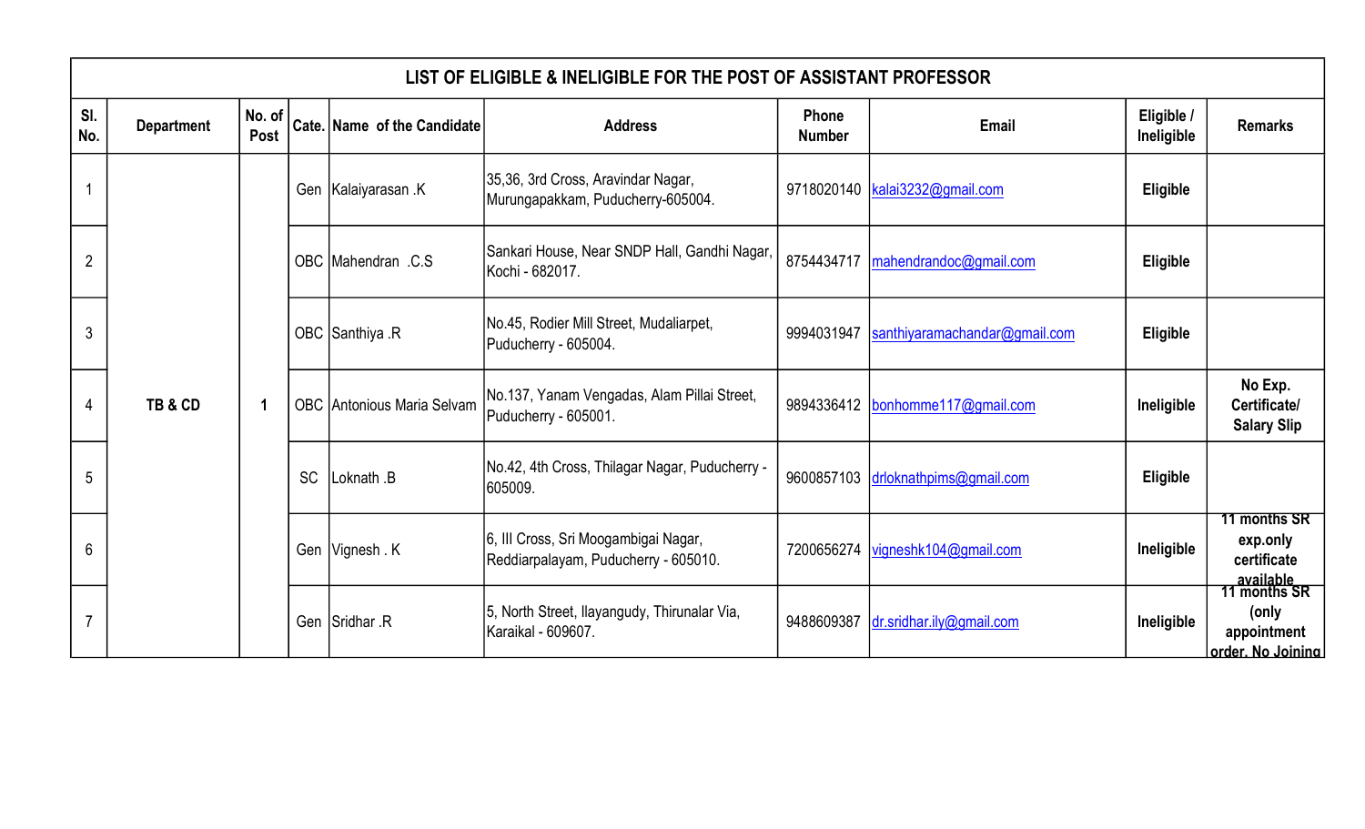| LIST OF ELIGIBLE & INELIGIBLE FOR THE POST OF ASSISTANT PROFESSOR | | | | | | | | | |
|---|---|---|---|---|---|---|---|---|---|
| Sl. No. | Department | No. of Post | Cate. | Name of the Candidate | Address | Phone Number | Email | Eligible / Ineligible | Remarks |
| 1 | TB & CD | 1 | Gen | Kalaiyarasan .K | 35,36, 3rd Cross, Aravindar Nagar, Murungapakkam, Puducherry-605004. | 9718020140 | kalai3232@gmail.com | Eligible | |
| 2 | | | OBC | Mahendran .C.S | Sankari House, Near SNDP Hall, Gandhi Nagar, Kochi - 682017. | 8754434717 | mahendrandoc@gmail.com | Eligible | |
| 3 | | | OBC | Santhiya .R | No.45, Rodier Mill Street, Mudaliarpet, Puducherry - 605004. | 9994031947 | santhiyaramachandar@gmail.com | Eligible | |
| 4 | | | OBC | Antonious Maria Selvam | No.137, Yanam Vengadas, Alam Pillai Street, Puducherry - 605001. | 9894336412 | bonhomme117@gmail.com | Ineligible | No Exp. Certificate/ Salary Slip |
| 5 | | | SC | Loknath .B | No.42, 4th Cross, Thilagar Nagar, Puducherry - 605009. | 9600857103 | drloknathpims@gmail.com | Eligible | |
| 6 | | | Gen | Vignesh . K | 6, III Cross, Sri Moogambigai Nagar, Reddiarpalayam, Puducherry - 605010. | 7200656274 | vigneshk104@gmail.com | Ineligible | 11 months SR exp.only certificate available |
| 7 | | | Gen | Sridhar .R | 5, North Street, Ilayangudy, Thirunalar Via, Karaikal - 609607. | 9488609387 | dr.sridhar.ily@gmail.com | Ineligible | 11 months SR (only appointment order. No Joining |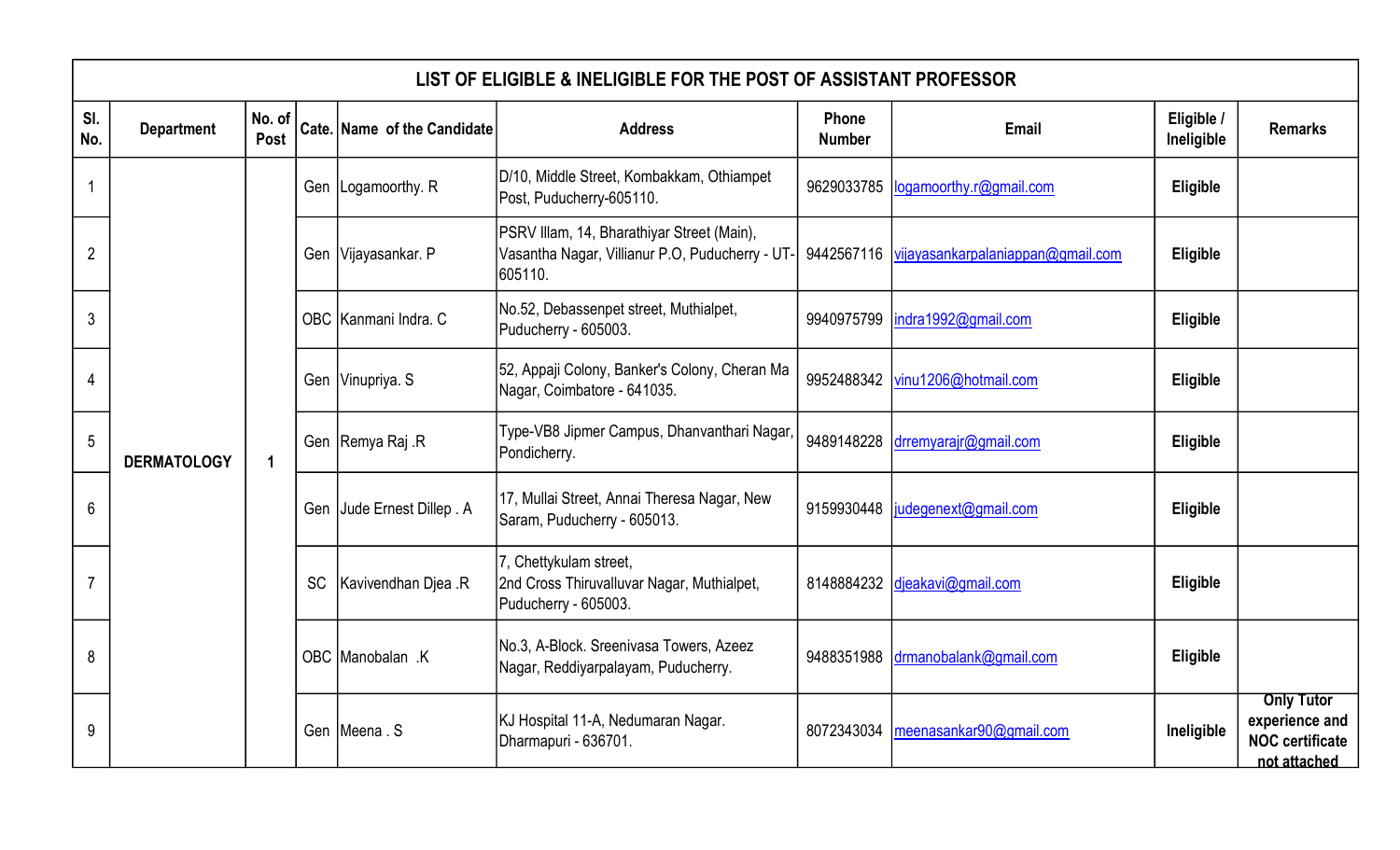| LIST OF ELIGIBLE & INELIGIBLE FOR THE POST OF ASSISTANT PROFESSOR | | | | | | | | | |
|---|---|---|---|---|---|---|---|---|---|
| Sl. No. | Department | No. of Post | Cate. | Name of the Candidate | Address | Phone Number | Email | Eligible / Ineligible | Remarks |
| 1 | DERMATOLOGY | 1 | Gen | Logamoorthy. R | D/10, Middle Street, Kombakkam, Othiampet Post, Puducherry-605110. | 9629033785 | logamoorthy.r@gmail.com | Eligible | |
| 2 | | | Gen | Vijayasankar. P | PSRV Illam, 14, Bharathiyar Street (Main), Vasantha Nagar, Villianur P.O, Puducherry - UT-605110. | 9442567116 | vijayasankarpalaniappan@gmail.com | Eligible | |
| 3 | | | OBC | Kanmani Indra. C | No.52, Debassenpet street, Muthialpet, Puducherry - 605003. | 9940975799 | indra1992@gmail.com | Eligible | |
| 4 | | | Gen | Vinupriya. S | 52, Appaji Colony, Banker's Colony, Cheran Ma Nagar, Coimbatore - 641035. | 9952488342 | vinu1206@hotmail.com | Eligible | |
| 5 | | | Gen | Remya Raj .R | Type-VB8 Jipmer Campus, Dhanvanthari Nagar, Pondicherry. | 9489148228 | drremyarajr@gmail.com | Eligible | |
| 6 | | | Gen | Jude Ernest Dillep . A | 17, Mullai Street, Annai Theresa Nagar, New Saram, Puducherry - 605013. | 9159930448 | judegenext@gmail.com | Eligible | |
| 7 | | | SC | Kavivendhan Djea .R | 7, Chettykulam street, 2nd Cross Thiruvalluvar Nagar, Muthialpet, Puducherry - 605003. | 8148884232 | djeakavi@gmail.com | Eligible | |
| 8 | | | OBC | Manobalan .K | No.3, A-Block. Sreenivasa Towers, Azeez Nagar, Reddiyarpalayam, Puducherry. | 9488351988 | drmanobalank@gmail.com | Eligible | |
| 9 | | | Gen | Meena . S | KJ Hospital 11-A, Nedumaran Nagar. Dharmapuri - 636701. | 8072343034 | meenasankar90@gmail.com | Ineligible | Only Tutor experience and NOC certificate not attached |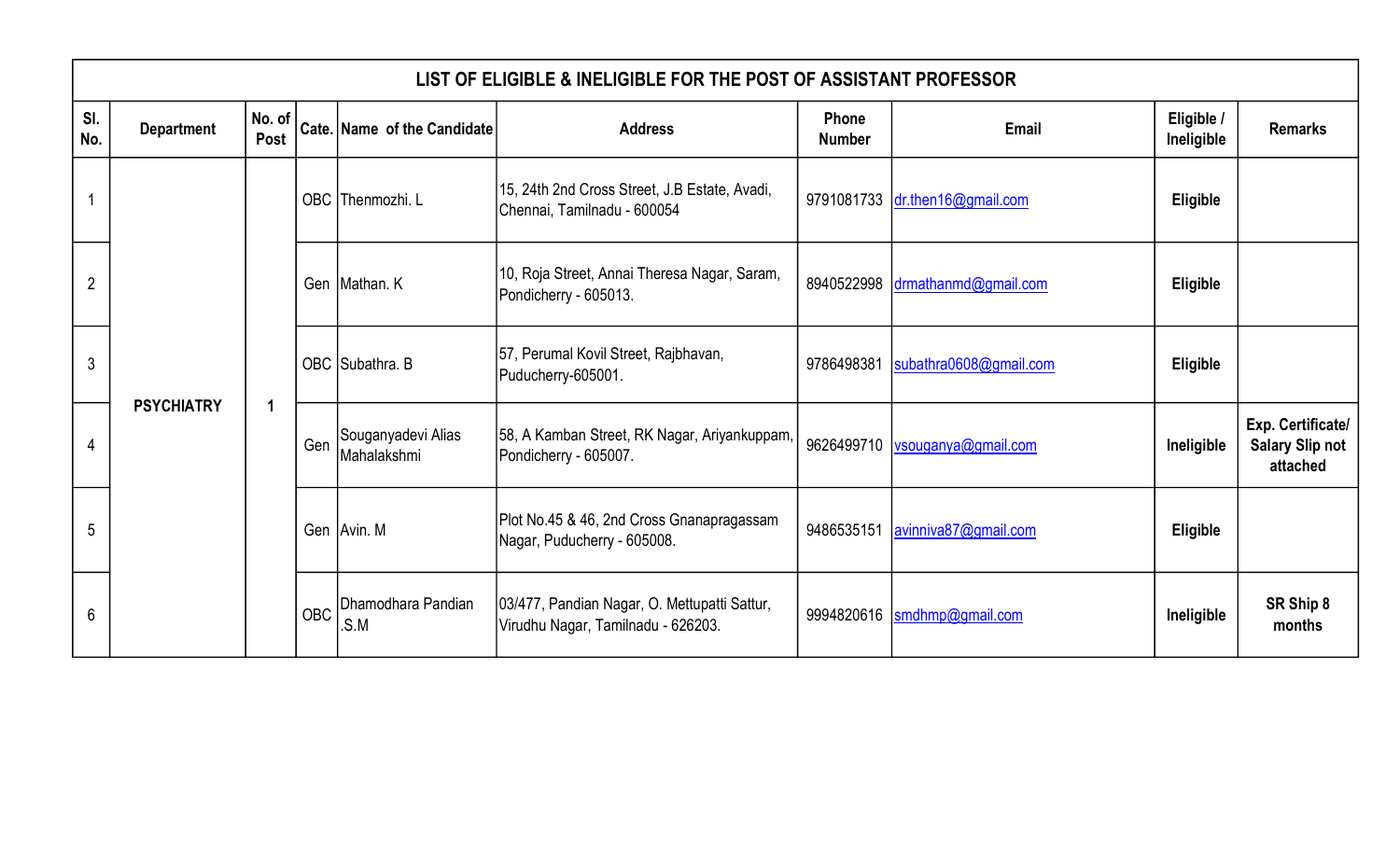| LIST OF ELIGIBLE & INELIGIBLE FOR THE POST OF ASSISTANT PROFESSOR | | | | | | | | | |
|---|---|---|---|---|---|---|---|---|---|
| Sl. No. | Department | No. of Post | Cate. | Name of the Candidate | Address | Phone Number | Email | Eligible / Ineligible | Remarks |
| 1 | PSYCHIATRY | 1 | OBC | Thenmozhi. L | 15, 24th 2nd Cross Street, J.B Estate, Avadi, Chennai, Tamilnadu - 600054 | 9791081733 | dr.then16@gmail.com | **Eligible** | |
| 2 | | | Gen | Mathan. K | 10, Roja Street, Annai Theresa Nagar, Saram, Pondicherry - 605013. | 8940522998 | drmathanmd@gmail.com | **Eligible** | |
| 3 | | | OBC | Subathra. B | 57, Perumal Kovil Street, Rajbhavan, Puducherry-605001. | 9786498381 | subathra0608@gmail.com | **Eligible** | |
| 4 | | | Gen | Souganyadevi Alias Mahalakshmi | 58, A Kamban Street, RK Nagar, Ariyankuppam, Pondicherry - 605007. | 9626499710 | vsouganya@gmail.com | **Ineligible** | **Exp. Certificate/ Salary Slip not attached** |
| 5 | | | Gen | Avin. M | Plot No.45 & 46, 2nd Cross Gnanapragassam Nagar, Puducherry - 605008. | 9486535151 | avinniva87@gmail.com | **Eligible** | |
| 6 | | | OBC | Dhamodhara Pandian .S.M | 03/477, Pandian Nagar, O. Mettupatti Sattur, Virudhu Nagar, Tamilnadu - 626203. | 9994820616 | smdhmp@gmail.com | **Ineligible** | **SR Ship 8 months** |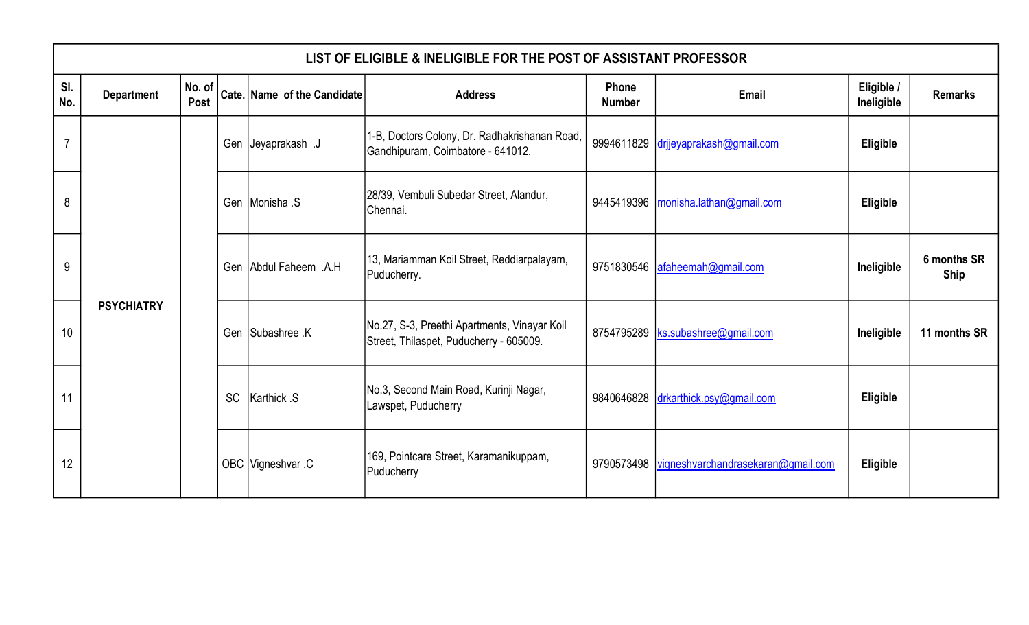| LIST OF ELIGIBLE & INELIGIBLE FOR THE POST OF ASSISTANT PROFESSOR | | | | | | | | | |
|---|---|---|---|---|---|---|---|---|---|
| Sl. No. | Department | No. of Post | Cate. | Name of the Candidate | Address | Phone Number | Email | Eligible / Ineligible | Remarks |
| 7 | PSYCHIATRY | | Gen | Jeyaprakash .J | 1-B, Doctors Colony, Dr. Radhakrishanan Road, Gandhipuram, Coimbatore - 641012. | 9994611829 | drjjeyaprakash@gmail.com | Eligible | |
| 8 | | | Gen | Monisha .S | 28/39, Vembuli Subedar Street, Alandur, Chennai. | 9445419396 | monisha.lathan@gmail.com | Eligible | |
| 9 | | | Gen | Abdul Faheem .A.H | 13, Mariamman Koil Street, Reddiarpalayam, Puducherry. | 9751830546 | afaheemah@gmail.com | Ineligible | 6 months SR Ship |
| 10 | | | Gen | Subashree .K | No.27, S-3, Preethi Apartments, Vinayar Koil Street, Thilaspet, Puducherry - 605009. | 8754795289 | ks.subashree@gmail.com | Ineligible | 11 months SR |
| 11 | | | SC | Karthick .S | No.3, Second Main Road, Kurinji Nagar, Lawspet, Puducherry | 9840646828 | drkarthick.psy@gmail.com | Eligible | |
| 12 | | | OBC | Vigneshvar .C | 169, Pointcare Street, Karamanikuppam, Puducherry | 9790573498 | vigneshvarchandrasekaran@gmail.com | Eligible | |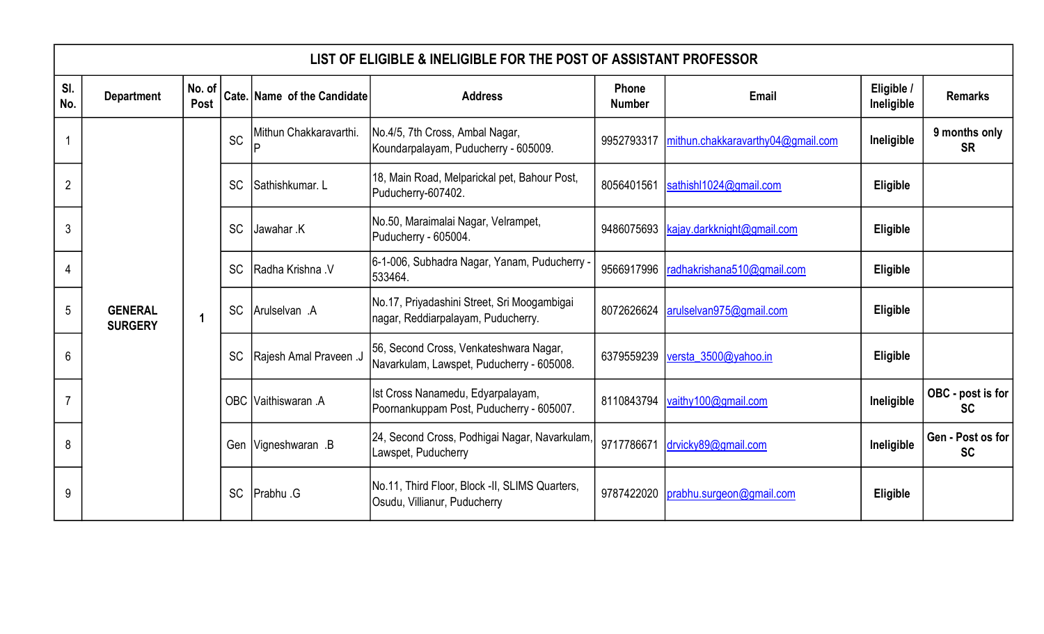| LIST OF ELIGIBLE & INELIGIBLE FOR THE POST OF ASSISTANT PROFESSOR | | | | | | | | | |
|---|---|---|---|---|---|---|---|---|---|
| Sl. No. | Department | No. of Post | Cate. | Name of the Candidate | Address | Phone Number | Email | Eligible / Ineligible | Remarks |
| 1 | GENERAL SURGERY | 1 | SC | Mithun Chakkaravarthi. P | No.4/5, 7th Cross, Ambal Nagar, Koundarpalayam, Puducherry - 605009. | 9952793317 | mithun.chakkaravarthy04@gmail.com | Ineligible | 9 months only SR |
| 2 | | | SC | Sathishkumar. L | 18, Main Road, Melparickal pet, Bahour Post, Puducherry-607402. | 8056401561 | sathishl1024@gmail.com | Eligible | |
| 3 | | | SC | Jawahar .K | No.50, Maraimalai Nagar, Velrampet, Puducherry - 605004. | 9486075693 | kajay.darkknight@gmail.com | Eligible | |
| 4 | | | SC | Radha Krishna .V | 6-1-006, Subhadra Nagar, Yanam, Puducherry - 533464. | 9566917996 | radhakrishana510@gmail.com | Eligible | |
| 5 | | | SC | Arulselvan .A | No.17, Priyadashini Street, Sri Moogambigai nagar, Reddiarpalayam, Puducherry. | 8072626624 | arulselvan975@gmail.com | Eligible | |
| 6 | | | SC | Rajesh Amal Praveen .J | 56, Second Cross, Venkateshwara Nagar, Navarkulam, Lawspet, Puducherry - 605008. | 6379559239 | versta_3500@yahoo.in | Eligible | |
| 7 | | | OBC | Vaithiswaran .A | Ist Cross Nanamedu, Edyarpalayam, Poornankuppam Post, Puducherry - 605007. | 8110843794 | vaithy100@gmail.com | Ineligible | OBC - post is for SC |
| 8 | | | Gen | Vigneshwaran .B | 24, Second Cross, Podhigai Nagar, Navarkulam, Lawspet, Puducherry | 9717786671 | drvicky89@gmail.com | Ineligible | Gen - Post os for SC |
| 9 | | | SC | Prabhu .G | No.11, Third Floor, Block -II, SLIMS Quarters, Osudu, Villianur, Puducherry | 9787422020 | prabhu.surgeon@gmail.com | Eligible | |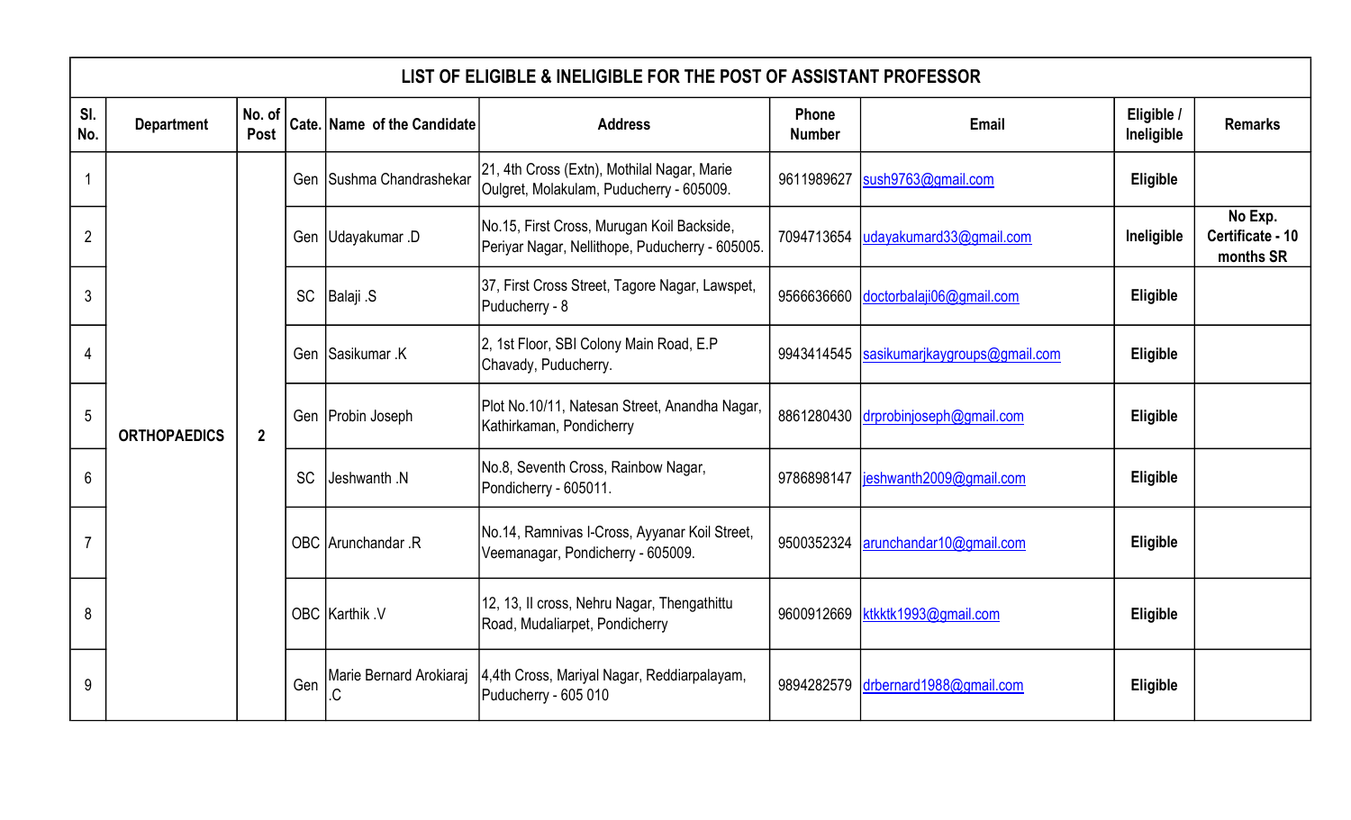| LIST OF ELIGIBLE & INELIGIBLE FOR THE POST OF ASSISTANT PROFESSOR | | | | | | | | | |
|---|---|---|---|---|---|---|---|---|---|
| Sl. No. | Department | No. of Post | Cate. | Name of the Candidate | Address | Phone Number | Email | Eligible / Ineligible | Remarks |
| 1 | ORTHOPAEDICS | 2 | Gen | Sushma Chandrashekar | 21, 4th Cross (Extn), Mothilal Nagar, Marie Oulgret, Molakulam, Puducherry - 605009. | 9611989627 | sush9763@gmail.com | **Eligible** | |
| 2 | | | Gen | Udayakumar .D | No.15, First Cross, Murugan Koil Backside, Periyar Nagar, Nellithope, Puducherry - 605005. | 7094713654 | udayakumard33@gmail.com | **Ineligible** | **No Exp. Certificate - 10 months SR** |
| 3 | | | SC | Balaji .S | 37, First Cross Street, Tagore Nagar, Lawspet, Puducherry - 8 | 9566636660 | doctorbalaji06@gmail.com | **Eligible** | |
| 4 | | | Gen | Sasikumar .K | 2, 1st Floor, SBI Colony Main Road, E.P Chavady, Puducherry. | 9943414545 | sasikumarjkaygroups@gmail.com | **Eligible** | |
| 5 | | | Gen | Probin Joseph | Plot No.10/11, Natesan Street, Anandha Nagar, Kathirkaman, Pondicherry | 8861280430 | drprobinjoseph@gmail.com | **Eligible** | |
| 6 | | | SC | Jeshwanth .N | No.8, Seventh Cross, Rainbow Nagar, Pondicherry - 605011. | 9786898147 | jeshwanth2009@gmail.com | **Eligible** | |
| 7 | | | OBC | Arunchandar .R | No.14, Ramnivas I-Cross, Ayyanar Koil Street, Veemanagar, Pondicherry - 605009. | 9500352324 | arunchandar10@gmail.com | **Eligible** | |
| 8 | | | OBC | Karthik .V | 12, 13, II cross, Nehru Nagar, Thengathittu Road, Mudaliarpet, Pondicherry | 9600912669 | ktkktk1993@gmail.com | **Eligible** | |
| 9 | | | Gen | Marie Bernard Arokiaraj .C | 4,4th Cross, Mariyal Nagar, Reddiarpalayam, Puducherry - 605 010 | 9894282579 | drbernard1988@gmail.com | **Eligible** | |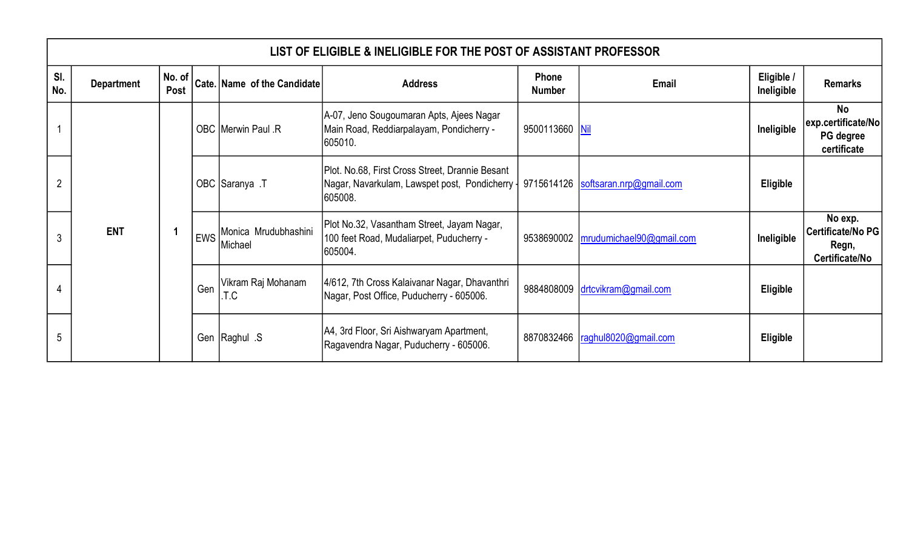| LIST OF ELIGIBLE & INELIGIBLE FOR THE POST OF ASSISTANT PROFESSOR | | | | | | | | | |
|---|---|---|---|---|---|---|---|---|---|
| Sl. No. | Department | No. of Post | Cate. | Name of the Candidate | Address | Phone Number | Email | Eligible / Ineligible | Remarks |
| 1 | ENT | 1 | OBC | Merwin Paul .R | A-07, Jeno Sougoumaran Apts, Ajees Nagar Main Road, Reddiarpalayam, Pondicherry - 605010. | 9500113660 | Nil | **Ineligible** | **No exp.certificate/No PG degree certificate** |
| 2 | | | OBC | Saranya .T | Plot. No.68, First Cross Street, Drannie Besant Nagar, Navarkulam, Lawspet post, Pondicherry - 605008. | 9715614126 | softsaran.nrp@gmail.com | **Eligible** | |
| 3 | | | EWS | Monica Mrudubhashini Michael | Plot No.32, Vasantham Street, Jayam Nagar, 100 feet Road, Mudaliarpet, Puducherry - 605004. | 9538690002 | mrudumichael90@gmail.com | **Ineligible** | **No exp. Certificate/No PG Regn, Certificate/No** |
| 4 | | | Gen | Vikram Raj Mohanam .T.C | 4/612, 7th Cross Kalaivanar Nagar, Dhavanthri Nagar, Post Office, Puducherry - 605006. | 9884808009 | drtcvikram@gmail.com | **Eligible** | |
| 5 | | | Gen | Raghul .S | A4, 3rd Floor, Sri Aishwaryam Apartment, Ragavendra Nagar, Puducherry - 605006. | 8870832466 | raghul8020@gmail.com | **Eligible** | |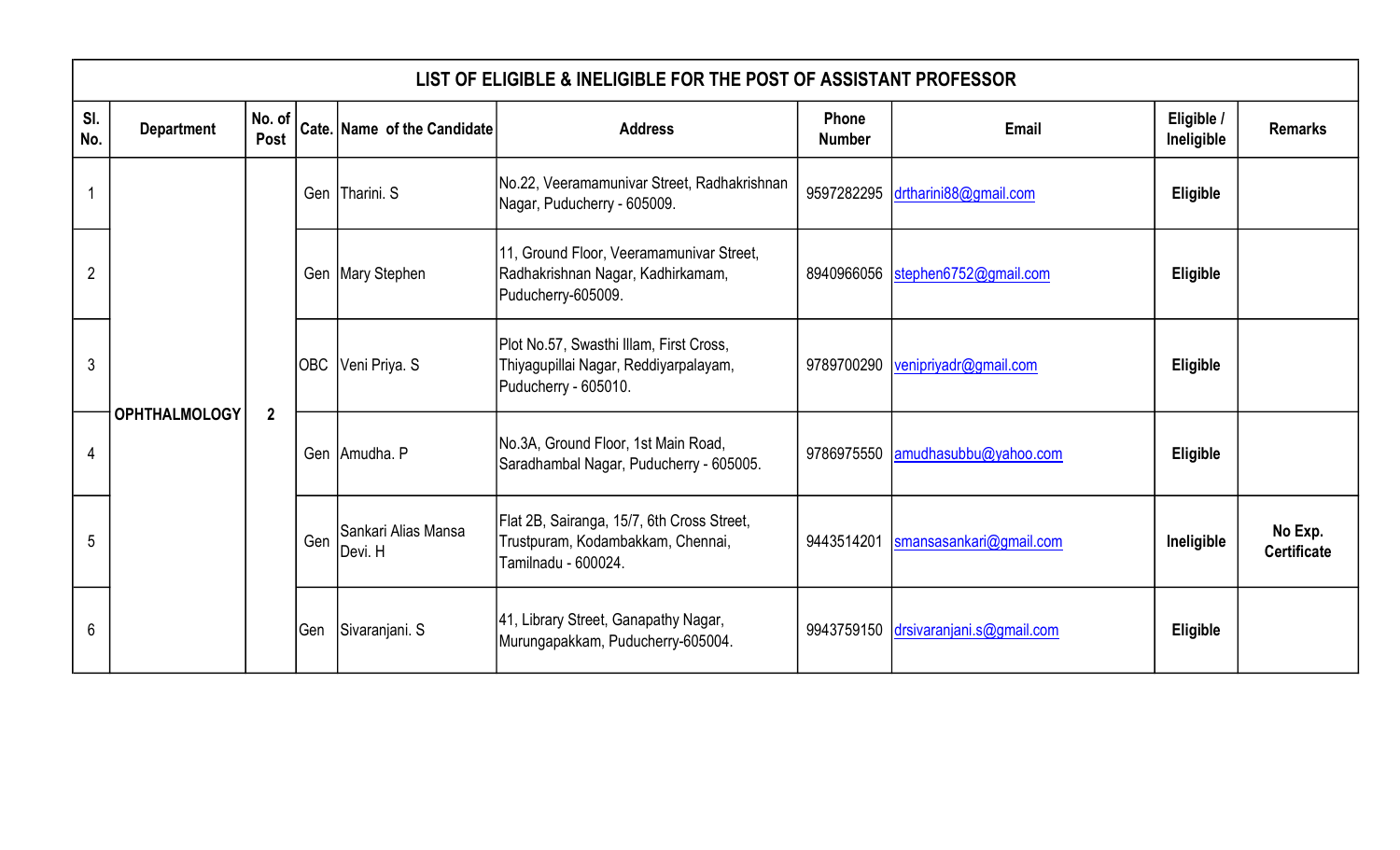| LIST OF ELIGIBLE & INELIGIBLE FOR THE POST OF ASSISTANT PROFESSOR | | | | | | | | | |
|---|---|---|---|---|---|---|---|---|---|
| Sl. No. | Department | No. of Post | Cate. | Name of the Candidate | Address | Phone Number | Email | Eligible / Ineligible | Remarks |
| 1 | OPHTHALMOLOGY | 2 | Gen | Tharini. S | No.22, Veeramamunivar Street, Radhakrishnan Nagar, Puducherry - 605009. | 9597282295 | drtharini88@gmail.com | **Eligible** | |
| 2 | | | Gen | Mary Stephen | 11, Ground Floor, Veeramamunivar Street, Radhakrishnan Nagar, Kadhirkamam, Puducherry-605009. | 8940966056 | stephen6752@gmail.com | **Eligible** | |
| 3 | | | OBC | Veni Priya. S | Plot No.57, Swasthi Illam, First Cross, Thiyagupillai Nagar, Reddiyarpalayam, Puducherry - 605010. | 9789700290 | venipriyadr@gmail.com | **Eligible** | |
| 4 | | | Gen | Amudha. P | No.3A, Ground Floor, 1st Main Road, Saradhambal Nagar, Puducherry - 605005. | 9786975550 | amudhasubbu@yahoo.com | **Eligible** | |
| 5 | | | Gen | Sankari Alias Mansa Devi. H | Flat 2B, Sairanga, 15/7, 6th Cross Street, Trustpuram, Kodambakkam, Chennai, Tamilnadu - 600024. | 9443514201 | smansasankari@gmail.com | **Ineligible** | **No Exp. Certificate** |
| 6 | | | Gen | Sivaranjani. S | 41, Library Street, Ganapathy Nagar, Murungapakkam, Puducherry-605004. | 9943759150 | drsivaranjani.s@gmail.com | **Eligible** | |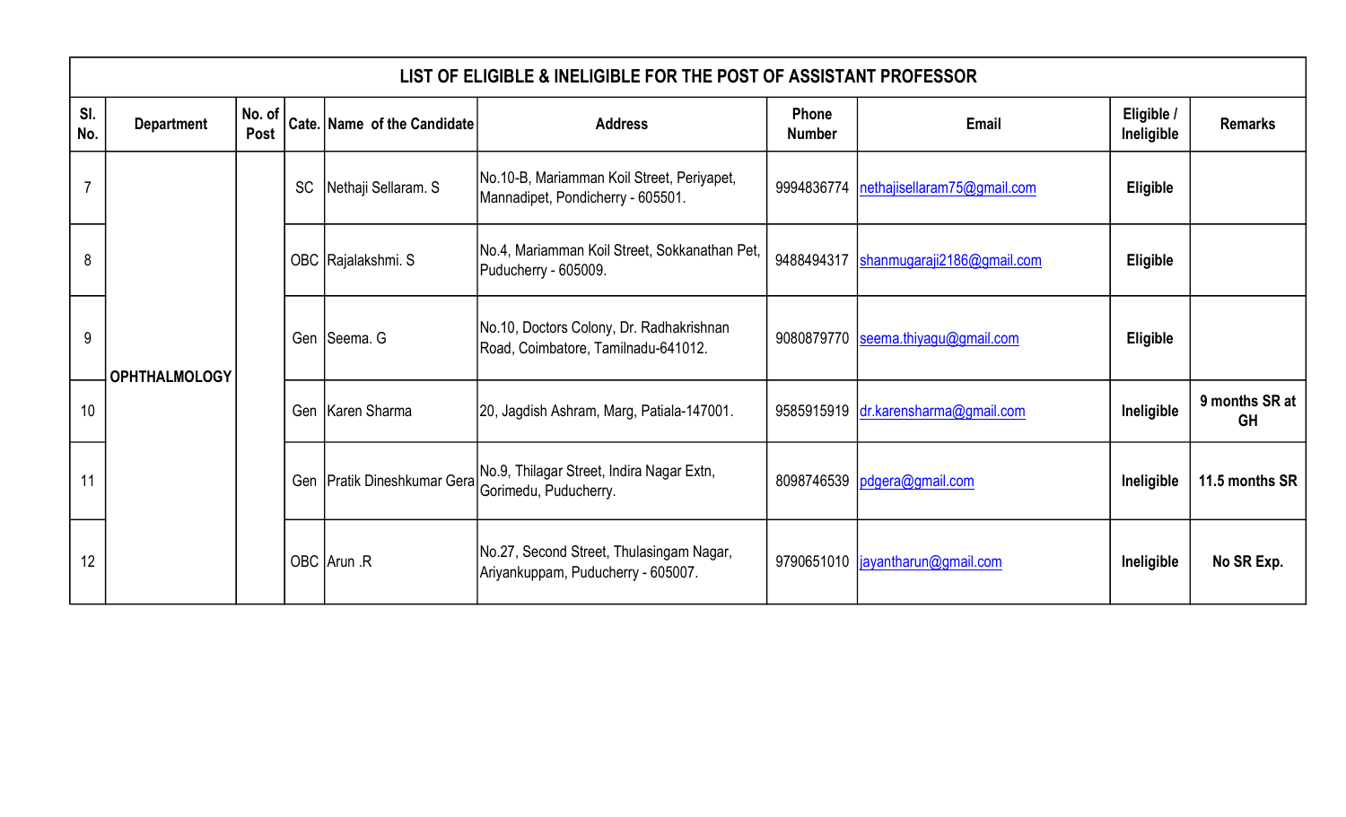| LIST OF ELIGIBLE & INELIGIBLE FOR THE POST OF ASSISTANT PROFESSOR | | | | | | | | | |
|---|---|---|---|---|---|---|---|---|---|
| Sl. No. | Department | No. of Post | Cate. | Name of the Candidate | Address | Phone Number | Email | Eligible / Ineligible | Remarks |
| 7 | OPHTHALMOLOGY | | SC | Nethaji Sellaram. S | No.10-B, Mariamman Koil Street, Periyapet, Mannadipet, Pondicherry - 605501. | 9994836774 | nethajisellaram75@gmail.com | **Eligible** | |
| 8 | | | OBC | Rajalakshmi. S | No.4, Mariamman Koil Street, Sokkanathan Pet, Puducherry - 605009. | 9488494317 | shanmugaraji2186@gmail.com | **Eligible** | |
| 9 | | | Gen | Seema. G | No.10, Doctors Colony, Dr. Radhakrishnan Road, Coimbatore, Tamilnadu-641012. | 9080879770 | seema.thiyagu@gmail.com | **Eligible** | |
| 10 | | | Gen | Karen Sharma | 20, Jagdish Ashram, Marg, Patiala-147001. | 9585915919 | dr.karensharma@gmail.com | **Ineligible** | **9 months SR at GH** |
| 11 | | | Gen | Pratik Dineshkumar Gera | No.9, Thilagar Street, Indira Nagar Extn, Gorimedu, Puducherry. | 8098746539 | pdgera@gmail.com | **Ineligible** | **11.5 months SR** |
| 12 | | | OBC | Arun .R | No.27, Second Street, Thulasingam Nagar, Ariyankuppam, Puducherry - 605007. | 9790651010 | jayantharun@gmail.com | **Ineligible** | **No SR Exp.** |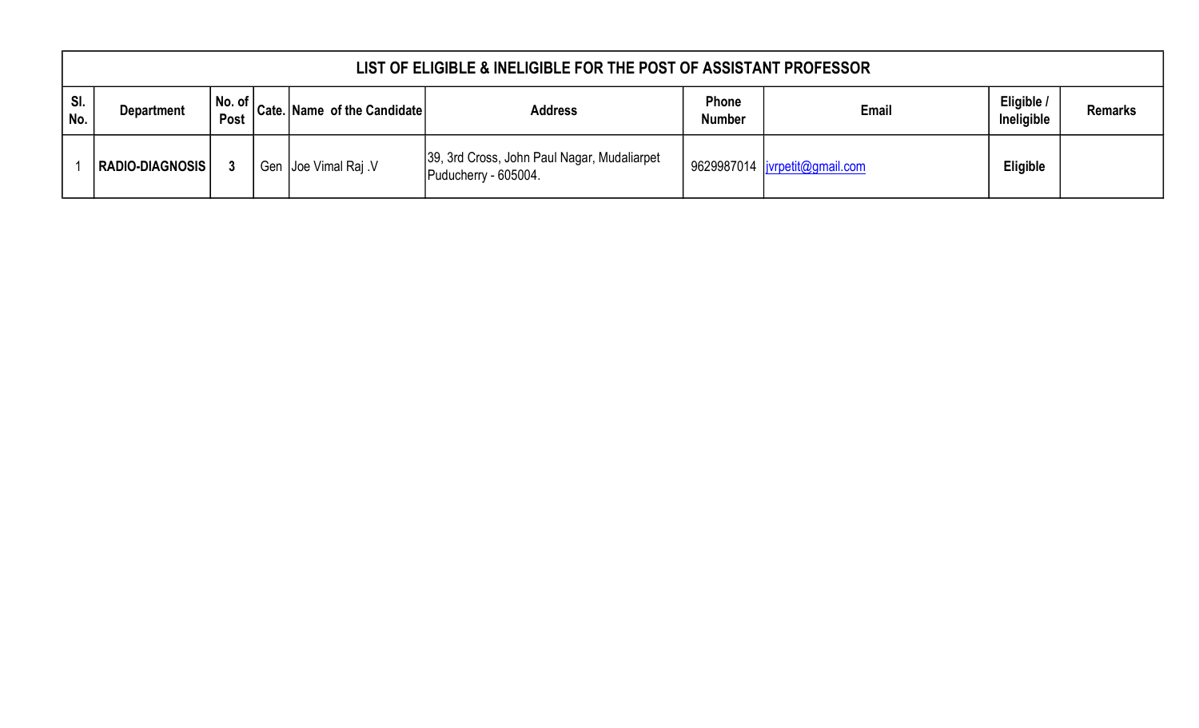| LIST OF ELIGIBLE & INELIGIBLE FOR THE POST OF ASSISTANT PROFESSOR | | | | | | | | | |
|---|---|---|---|---|---|---|---|---|---|
| **Sl. No.** | **Department** | **No. of Post** | **Cate.** | **Name of the Candidate** | **Address** | **Phone Number** | **Email** | **Eligible / Ineligible** | **Remarks** |
| 1 | **RADIO-DIAGNOSIS** | **3** | Gen | Joe Vimal Raj .V | 39, 3rd Cross, John Paul Nagar, Mudaliarpet Puducherry - 605004. | 9629987014 | jvrpetit@gmail.com | **Eligible** | |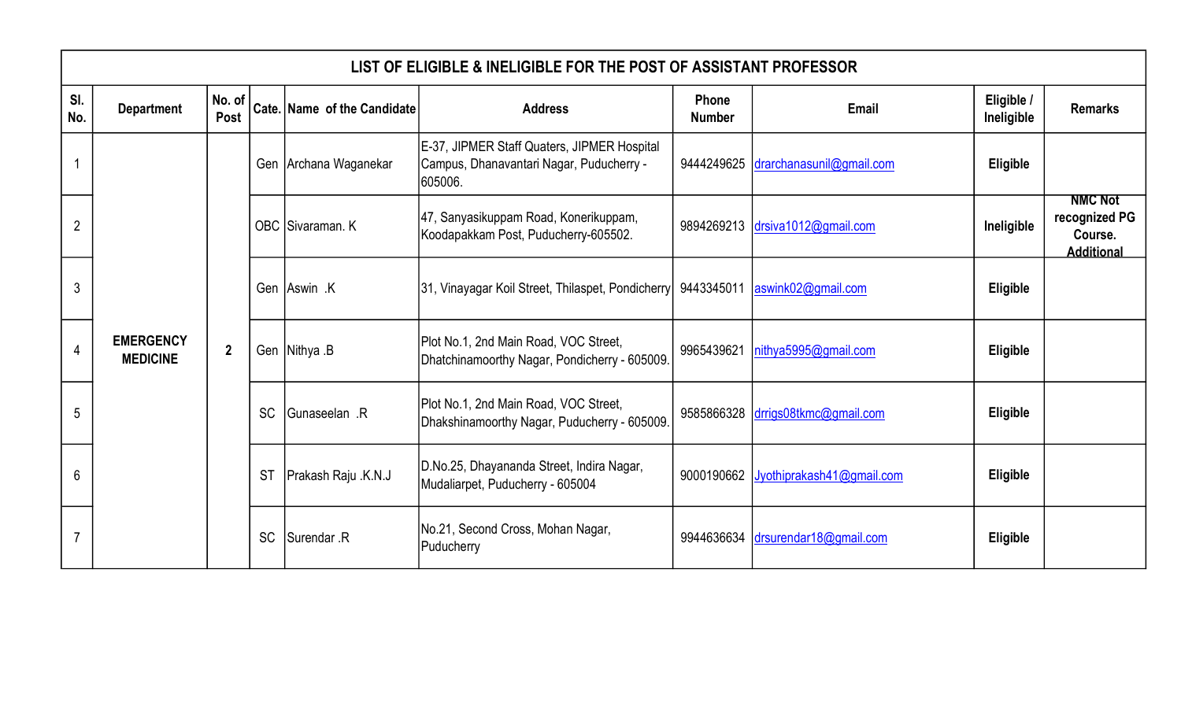| LIST OF ELIGIBLE & INELIGIBLE FOR THE POST OF ASSISTANT PROFESSOR | | | | | | | | | |
|---|---|---|---|---|---|---|---|---|---|
| Sl. No. | Department | No. of Post | Cate. | Name of the Candidate | Address | Phone Number | Email | Eligible / Ineligible | Remarks |
| 1 | EMERGENCY MEDICINE | 2 | Gen | Archana Waganekar | E-37, JIPMER Staff Quaters, JIPMER Hospital Campus, Dhanavantari Nagar, Puducherry - 605006. | 9444249625 | drarchanasunil@gmail.com | Eligible | |
| 2 | | | OBC | Sivaraman. K | 47, Sanyasikuppam Road, Konerikuppam, Koodapakkam Post, Puducherry-605502. | 9894269213 | drsiva1012@gmail.com | Ineligible | NMC Not recognized PG Course. Additional |
| 3 | | | Gen | Aswin .K | 31, Vinayagar Koil Street, Thilaspet, Pondicherry | 9443345011 | aswink02@gmail.com | Eligible | |
| 4 | | | Gen | Nithya .B | Plot No.1, 2nd Main Road, VOC Street, Dhatchinamoorthy Nagar, Pondicherry - 605009. | 9965439621 | nithya5995@gmail.com | Eligible | |
| 5 | | | SC | Gunaseelan .R | Plot No.1, 2nd Main Road, VOC Street, Dhakshinamoorthy Nagar, Puducherry - 605009. | 9585866328 | drrigs08tkmc@gmail.com | Eligible | |
| 6 | | | ST | Prakash Raju .K.N.J | D.No.25, Dhayananda Street, Indira Nagar, Mudaliarpet, Puducherry - 605004 | 9000190662 | Jyothiprakash41@gmail.com | Eligible | |
| 7 | | | SC | Surendar .R | No.21, Second Cross, Mohan Nagar, Puducherry | 9944636634 | drsurendar18@gmail.com | Eligible | |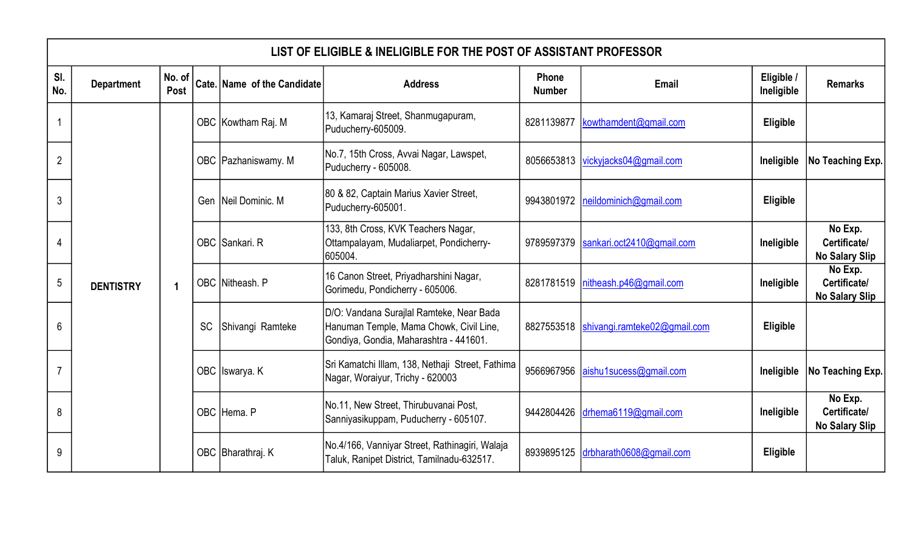| LIST OF ELIGIBLE & INELIGIBLE FOR THE POST OF ASSISTANT PROFESSOR | | | | | | | | | |
|---|---|---|---|---|---|---|---|---|---|
| Sl. No. | Department | No. of Post | Cate. | Name of the Candidate | Address | Phone Number | Email | Eligible / Ineligible | Remarks |
| 1 | DENTISTRY | 1 | OBC | Kowtham Raj. M | 13, Kamaraj Street, Shanmugapuram, Puducherry-605009. | 8281139877 | kowthamdent@gmail.com | **Eligible** | |
| 2 | | | OBC | Pazhaniswamy. M | No.7, 15th Cross, Avvai Nagar, Lawspet, Puducherry - 605008. | 8056653813 | vickyjacks04@gmail.com | **Ineligible** | **No Teaching Exp.** |
| 3 | | | Gen | Neil Dominic. M | 80 & 82, Captain Marius Xavier Street, Puducherry-605001. | 9943801972 | neildominich@gmail.com | **Eligible** | |
| 4 | | | OBC | Sankari. R | 133, 8th Cross, KVK Teachers Nagar, Ottampalayam, Mudaliarpet, Pondicherry-605004. | 9789597379 | sankari.oct2410@gmail.com | **Ineligible** | **No Exp. Certificate/ No Salary Slip** |
| 5 | | | OBC | Nitheash. P | 16 Canon Street, Priyadharshini Nagar, Gorimedu, Pondicherry - 605006. | 8281781519 | nitheash.p46@gmail.com | **Ineligible** | **No Exp. Certificate/ No Salary Slip** |
| 6 | | | SC | Shivangi Ramteke | D/O: Vandana Surajlal Ramteke, Near Bada Hanuman Temple, Mama Chowk, Civil Line, Gondiya, Gondia, Maharashtra - 441601. | 8827553518 | shivangi.ramteke02@gmail.com | **Eligible** | |
| 7 | | | OBC | Iswarya. K | Sri Kamatchi Illam, 138, Nethaji Street, Fathima Nagar, Woraiyur, Trichy - 620003 | 9566967956 | aishu1sucess@gmail.com | **Ineligible** | **No Teaching Exp.** |
| 8 | | | OBC | Hema. P | No.11, New Street, Thirubuvanai Post, Sanniyasikuppam, Puducherry - 605107. | 9442804426 | drhema6119@gmail.com | **Ineligible** | **No Exp. Certificate/ No Salary Slip** |
| 9 | | | OBC | Bharathraj. K | No.4/166, Vanniyar Street, Rathinagiri, Walaja Taluk, Ranipet District, Tamilnadu-632517. | 8939895125 | drbharath0608@gmail.com | **Eligible** | |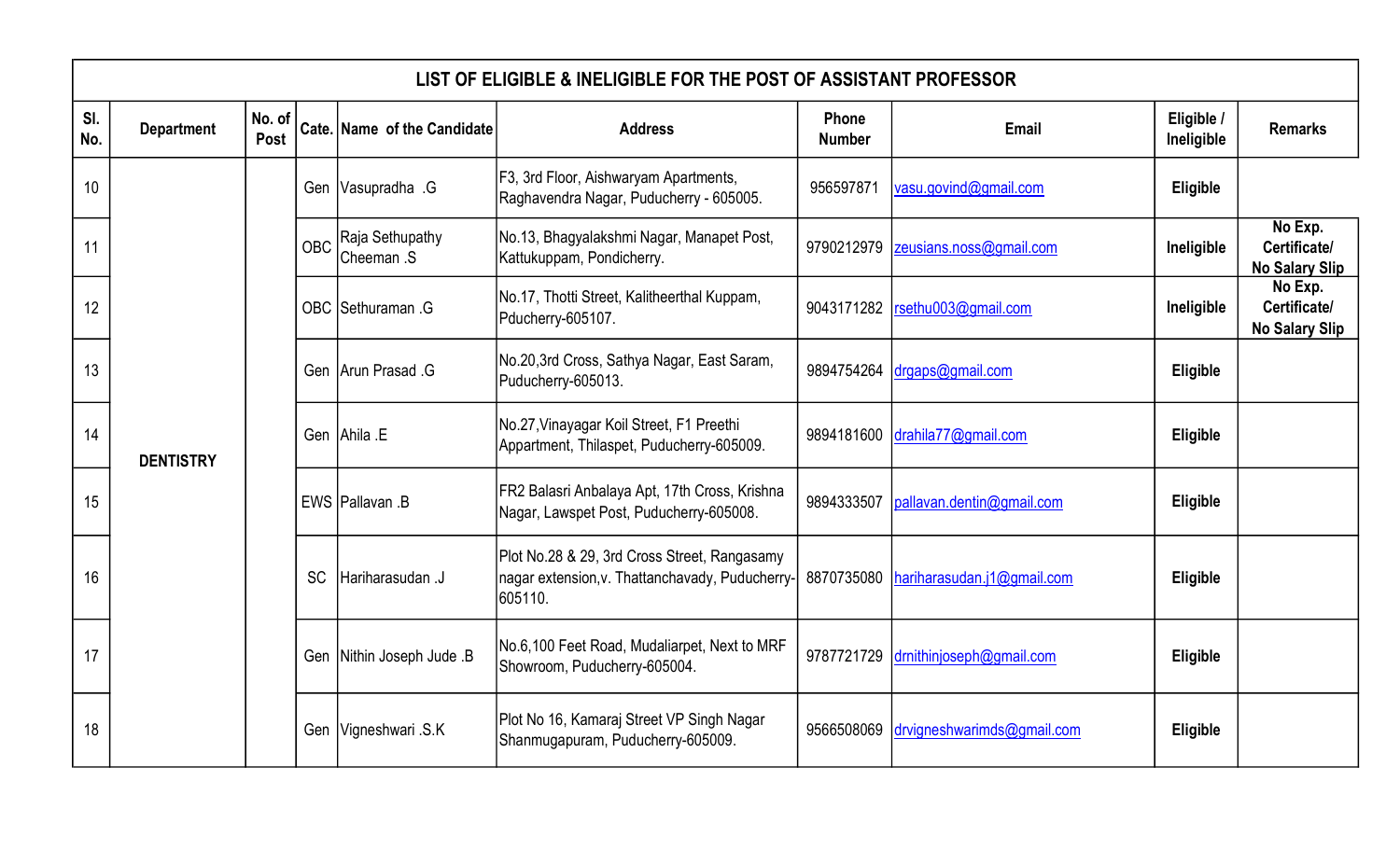| LIST OF ELIGIBLE & INELIGIBLE FOR THE POST OF ASSISTANT PROFESSOR | | | | | | | | | |
|---|---|---|---|---|---|---|---|---|---|
| **Sl. No.** | **Department** | **No. of Post** | **Cate.** | **Name of the Candidate** | **Address** | **Phone Number** | **Email** | **Eligible / Ineligible** | **Remarks** |
| 10 | DENTISTRY | | Gen | Vasupradha .G | F3, 3rd Floor, Aishwaryam Apartments, Raghavendra Nagar, Puducherry - 605005. | 956597871 | vasu.govind@gmail.com | **Eligible** | |
| 11 | | | OBC | Raja Sethupathy Cheeman .S | No.13, Bhagyalakshmi Nagar, Manapet Post, Kattukuppam, Pondicherry. | 9790212979 | zeusians.noss@gmail.com | **Ineligible** | **No Exp. Certificate/ No Salary Slip** |
| 12 | | | OBC | Sethuraman .G | No.17, Thotti Street, Kalitheerthal Kuppam, Pducherry-605107. | 9043171282 | rsethu003@gmail.com | **Ineligible** | **No Exp. Certificate/ No Salary Slip** |
| 13 | | | Gen | Arun Prasad .G | No.20,3rd Cross, Sathya Nagar, East Saram, Puducherry-605013. | 9894754264 | drgaps@gmail.com | **Eligible** | |
| 14 | | | Gen | Ahila .E | No.27,Vinayagar Koil Street, F1 Preethi Appartment, Thilaspet, Puducherry-605009. | 9894181600 | drahila77@gmail.com | **Eligible** | |
| 15 | | | EWS | Pallavan .B | FR2 Balasri Anbalaya Apt, 17th Cross, Krishna Nagar, Lawspet Post, Puducherry-605008. | 9894333507 | pallavan.dentin@gmail.com | **Eligible** | |
| 16 | | | SC | Hariharasudan .J | Plot No.28 & 29, 3rd Cross Street, Rangasamy nagar extension,v. Thattanchavady, Puducherry-605110. | 8870735080 | hariharasudan.j1@gmail.com | **Eligible** | |
| 17 | | | Gen | Nithin Joseph Jude .B | No.6,100 Feet Road, Mudaliarpet, Next to MRF Showroom, Puducherry-605004. | 9787721729 | drnithinjoseph@gmail.com | **Eligible** | |
| 18 | | | Gen | Vigneshwari .S.K | Plot No 16, Kamaraj Street VP Singh Nagar Shanmugapuram, Puducherry-605009. | 9566508069 | drvigneshwarimds@gmail.com | **Eligible** | |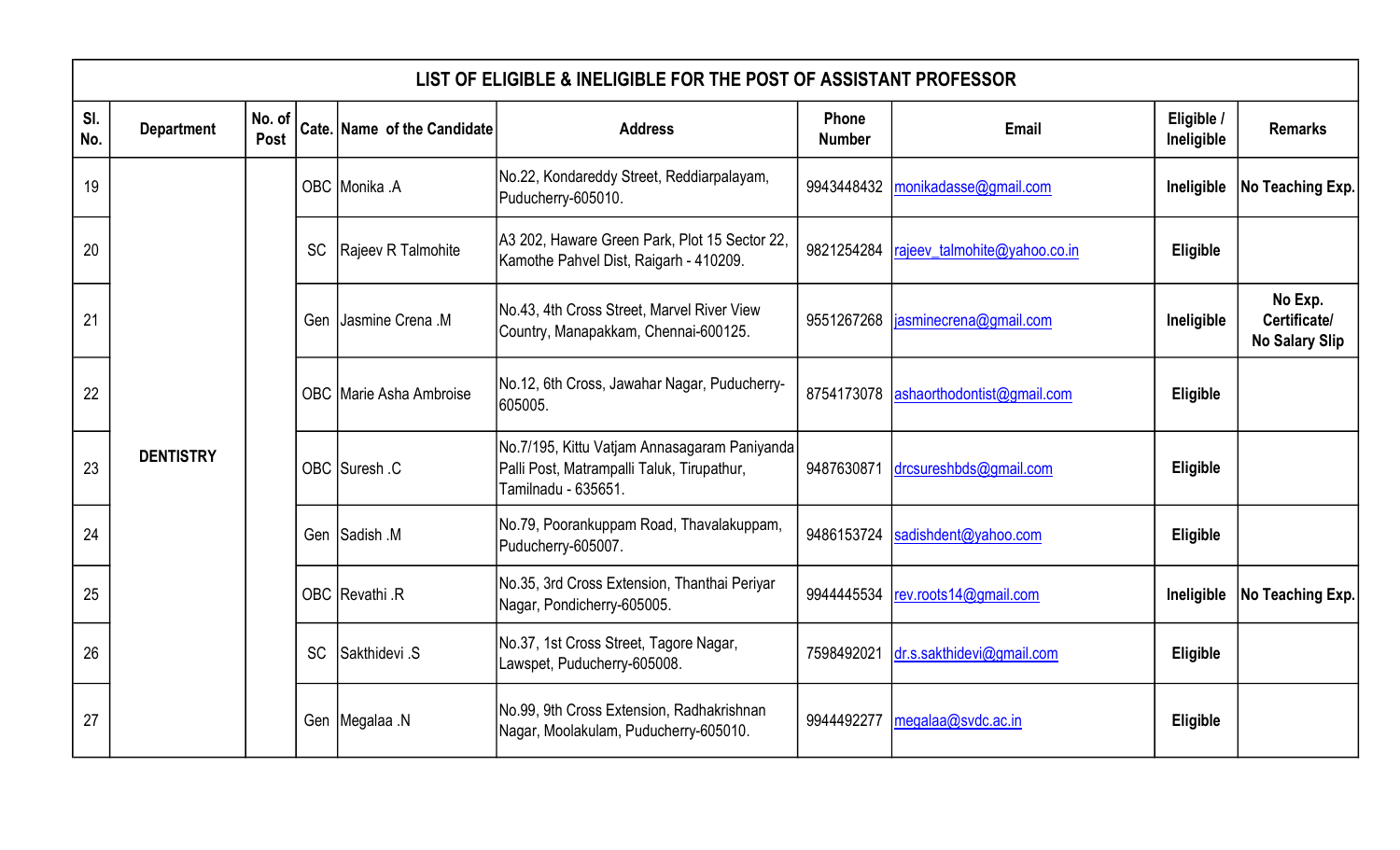| LIST OF ELIGIBLE & INELIGIBLE FOR THE POST OF ASSISTANT PROFESSOR | | | | | | | | | |
|---|---|---|---|---|---|---|---|---|---|
| Sl. No. | Department | No. of Post | Cate. | Name of the Candidate | Address | Phone Number | Email | Eligible / Ineligible | Remarks |
| 19 | DENTISTRY | | OBC | Monika .A | No.22, Kondareddy Street, Reddiarpalayam, Puducherry-605010. | 9943448432 | monikadasse@gmail.com | Ineligible | No Teaching Exp. |
| 20 | | | SC | Rajeev R Talmohite | A3 202, Haware Green Park, Plot 15 Sector 22, Kamothe Pahvel Dist, Raigarh - 410209. | 9821254284 | rajeev_talmohite@yahoo.co.in | Eligible | |
| 21 | | | Gen | Jasmine Crena .M | No.43, 4th Cross Street, Marvel River View Country, Manapakkam, Chennai-600125. | 9551267268 | jasminecrena@gmail.com | Ineligible | No Exp. Certificate/ No Salary Slip |
| 22 | | | OBC | Marie Asha Ambroise | No.12, 6th Cross, Jawahar Nagar, Puducherry-605005. | 8754173078 | ashaorthodontist@gmail.com | Eligible | |
| 23 | | | OBC | Suresh .C | No.7/195, Kittu Vatjam Annasagaram Paniyanda Palli Post, Matrampalli Taluk, Tirupathur, Tamilnadu - 635651. | 9487630871 | drcsureshbds@gmail.com | Eligible | |
| 24 | | | Gen | Sadish .M | No.79, Poorankuppam Road, Thavalakuppam, Puducherry-605007. | 9486153724 | sadishdent@yahoo.com | Eligible | |
| 25 | | | OBC | Revathi .R | No.35, 3rd Cross Extension, Thanthai Periyar Nagar, Pondicherry-605005. | 9944445534 | rev.roots14@gmail.com | Ineligible | No Teaching Exp. |
| 26 | | | SC | Sakthidevi .S | No.37, 1st Cross Street, Tagore Nagar, Lawspet, Puducherry-605008. | 7598492021 | dr.s.sakthidevi@gmail.com | Eligible | |
| 27 | | | Gen | Megalaa .N | No.99, 9th Cross Extension, Radhakrishnan Nagar, Moolakulam, Puducherry-605010. | 9944492277 | megalaa@svdc.ac.in | Eligible | |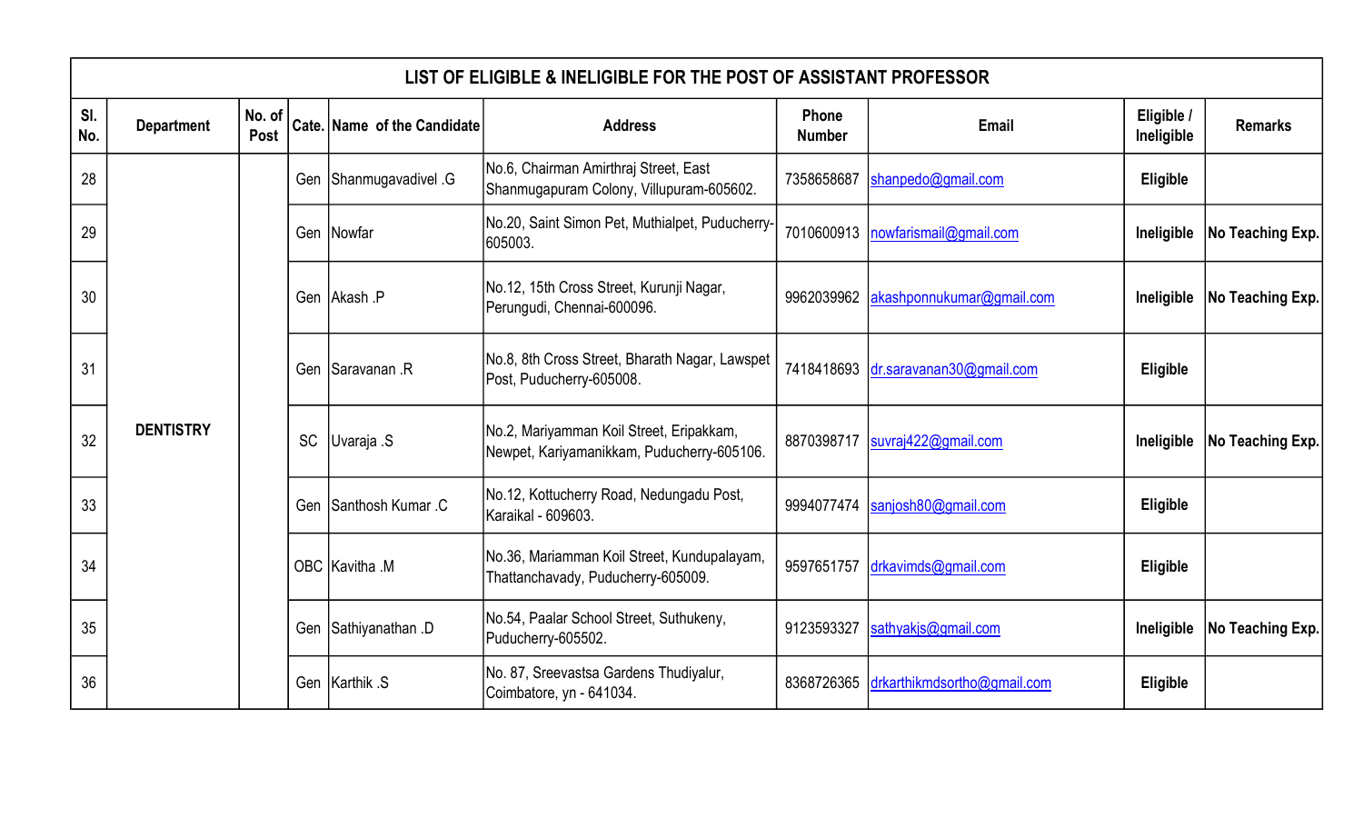| LIST OF ELIGIBLE & INELIGIBLE FOR THE POST OF ASSISTANT PROFESSOR | | | | | | | | | |
|---|---|---|---|---|---|---|---|---|---|
| Sl. No. | Department | No. of Post | Cate. | Name of the Candidate | Address | Phone Number | Email | Eligible / Ineligible | Remarks |
| 28 | DENTISTRY | | Gen | Shanmugavadivel .G | No.6, Chairman Amirthraj Street, East Shanmugapuram Colony, Villupuram-605602. | 7358658687 | shanpedo@gmail.com | **Eligible** | |
| 29 | | | Gen | Nowfar | No.20, Saint Simon Pet, Muthialpet, Puducherry-605003. | 7010600913 | nowfarismail@gmail.com | **Ineligible** | **No Teaching Exp.** |
| 30 | | | Gen | Akash .P | No.12, 15th Cross Street, Kurunji Nagar, Perungudi, Chennai-600096. | 9962039962 | akashponnukumar@gmail.com | **Ineligible** | **No Teaching Exp.** |
| 31 | | | Gen | Saravanan .R | No.8, 8th Cross Street, Bharath Nagar, Lawspet Post, Puducherry-605008. | 7418418693 | dr.saravanan30@gmail.com | **Eligible** | |
| 32 | | | SC | Uvaraja .S | No.2, Mariyamman Koil Street, Eripakkam, Newpet, Kariyamanikkam, Puducherry-605106. | 8870398717 | suvraj422@gmail.com | **Ineligible** | **No Teaching Exp.** |
| 33 | | | Gen | Santhosh Kumar .C | No.12, Kottucherry Road, Nedungadu Post, Karaikal - 609603. | 9994077474 | sanjosh80@gmail.com | **Eligible** | |
| 34 | | | OBC | Kavitha .M | No.36, Mariamman Koil Street, Kundupalayam, Thattanchavady, Puducherry-605009. | 9597651757 | drkavimds@gmail.com | **Eligible** | |
| 35 | | | Gen | Sathiyanathan .D | No.54, Paalar School Street, Suthukeny, Puducherry-605502. | 9123593327 | sathyakjs@gmail.com | **Ineligible** | **No Teaching Exp.** |
| 36 | | | Gen | Karthik .S | No. 87, Sreevastsa Gardens Thudiyalur, Coimbatore, yn - 641034. | 8368726365 | drkarthikmdsortho@gmail.com | **Eligible** | |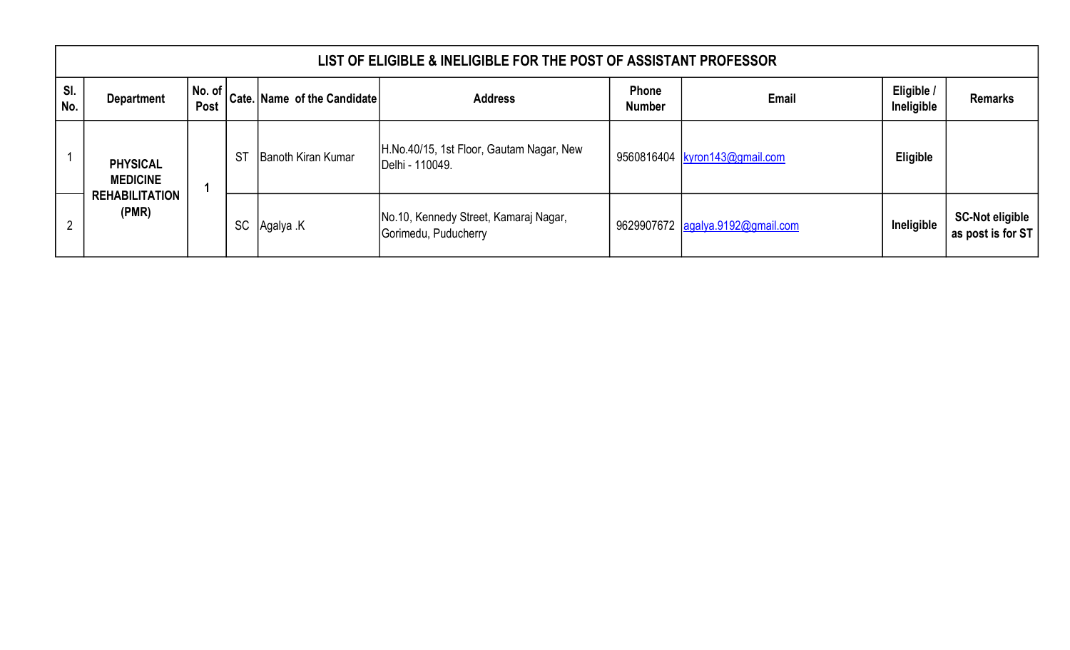| LIST OF ELIGIBLE & INELIGIBLE FOR THE POST OF ASSISTANT PROFESSOR | | | | | | | | | |
|---|---|---|---|---|---|---|---|---|---|
| Sl. No. | Department | No. of Post | Cate. | Name of the Candidate | Address | Phone Number | Email | Eligible / Ineligible | Remarks |
| 1 | PHYSICAL MEDICINE REHABILITATION (PMR) | 1 | ST | Banoth Kiran Kumar | H.No.40/15, 1st Floor, Gautam Nagar, New Delhi - 110049. | 9560816404 | kyron143@gmail.com | **Eligible** | |
| 2 | | | SC | Agalya .K | No.10, Kennedy Street, Kamaraj Nagar, Gorimedu, Puducherry | 9629907672 | agalya.9192@gmail.com | **Ineligible** | **SC-Not eligible as post is for ST** |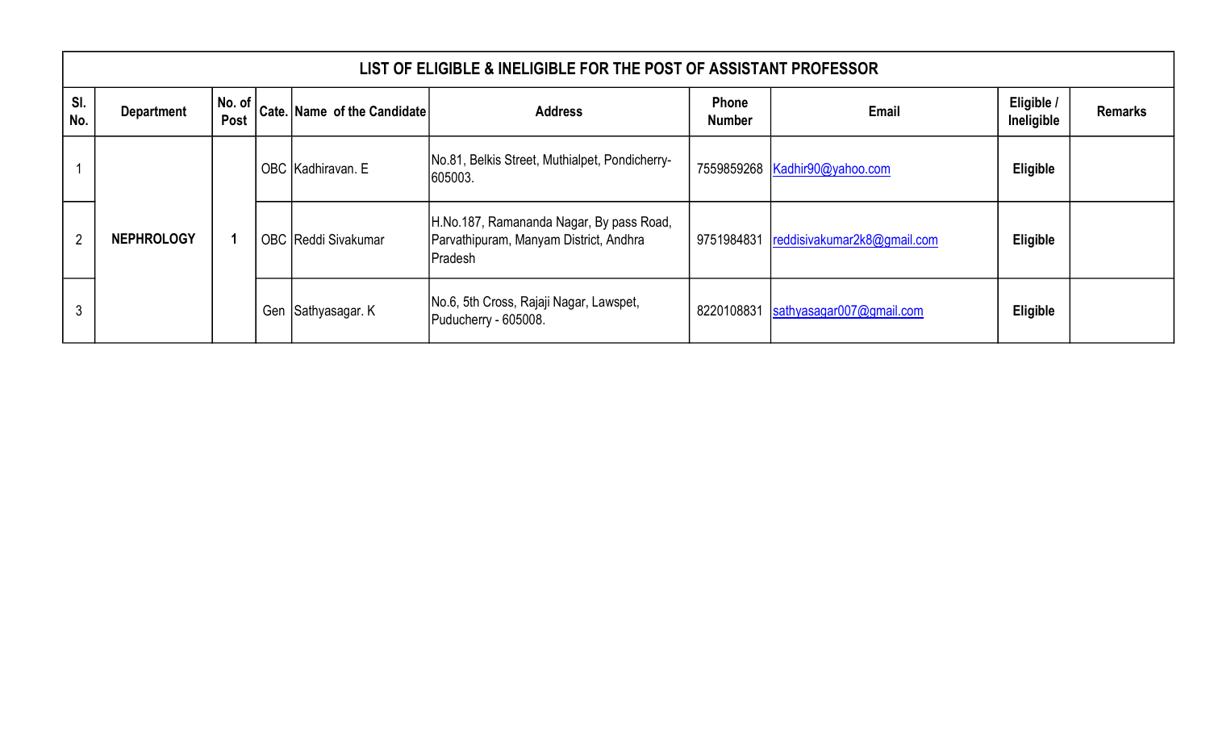| LIST OF ELIGIBLE & INELIGIBLE FOR THE POST OF ASSISTANT PROFESSOR | | | | | | | | | |
|---|---|---|---|---|---|---|---|---|---|
| **Sl. No.** | **Department** | **No. of Post** | **Cate.** | **Name of the Candidate** | **Address** | **Phone Number** | **Email** | **Eligible / Ineligible** | **Remarks** |
| 1 | **NEPHROLOGY** | **1** | OBC | Kadhiravan. E | No.81, Belkis Street, Muthialpet, Pondicherry-605003. | 7559859268 | Kadhir90@yahoo.com | **Eligible** | |
| 2 | | | OBC | Reddi Sivakumar | H.No.187, Ramananda Nagar, By pass Road, Parvathipuram, Manyam District, Andhra Pradesh | 9751984831 | reddisivakumar2k8@gmail.com | **Eligible** | |
| 3 | | | Gen | Sathyasagar. K | No.6, 5th Cross, Rajaji Nagar, Lawspet, Puducherry - 605008. | 8220108831 | sathyasagar007@gmail.com | **Eligible** | |